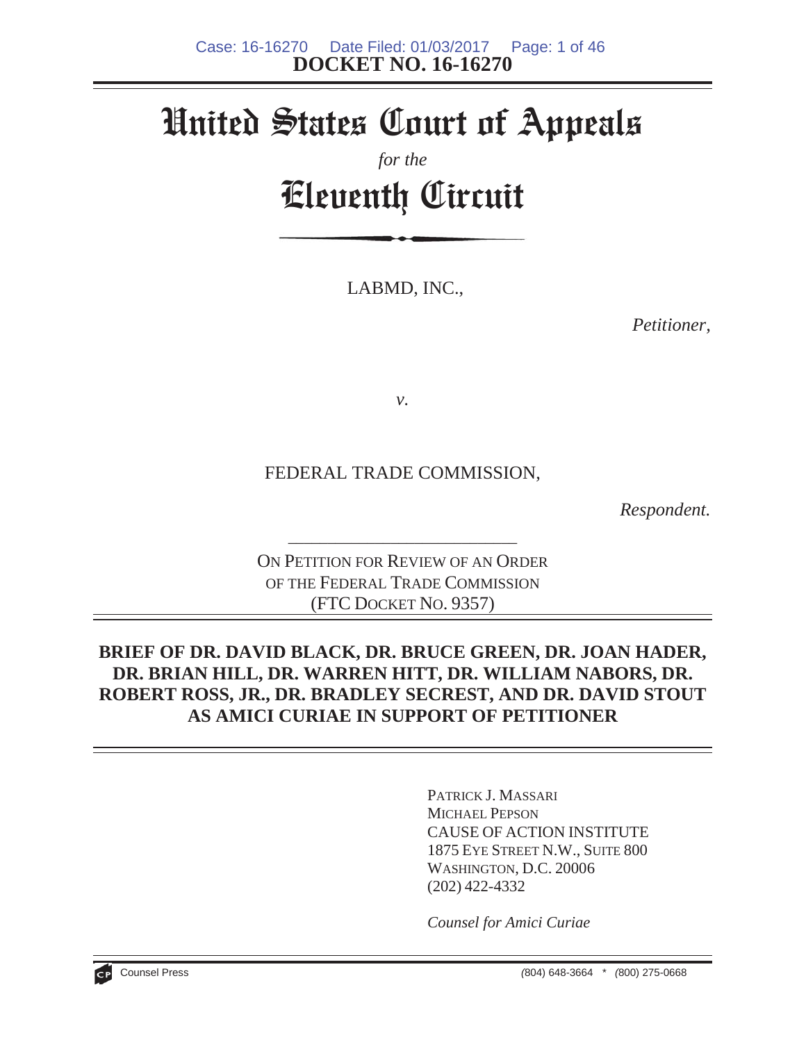**DOCKET NO. 16-16270**

# United States Court of Appeals

*for the*

# Eleventh Circuit

LABMD, INC.,

*Petitioner,*

*v.*

FEDERAL TRADE COMMISSION,

*Respondent.*

ON PETITION FOR REVIEW OF AN ORDER OF THE FEDERAL TRADE COMMISSION (FTC DOCKET NO. 9357)

**BRIEF OF DR. DAVID BLACK, DR. BRUCE GREEN, DR. JOAN HADER, DR. BRIAN HILL, DR. WARREN HITT, DR. WILLIAM NABORS, DR. ROBERT ROSS, JR., DR. BRADLEY SECREST, AND DR. DAVID STOUT AS AMICI CURIAE IN SUPPORT OF PETITIONER**

PATRICK J. MASSARI
MICHAEL PEPSON
CAUSE OF ACTION INSTITUTE
1875 EYE STREET N.W., SUITE 800
WASHINGTON, D.C. 20006
(202) 422-4332

*Counsel for Amici Curiae*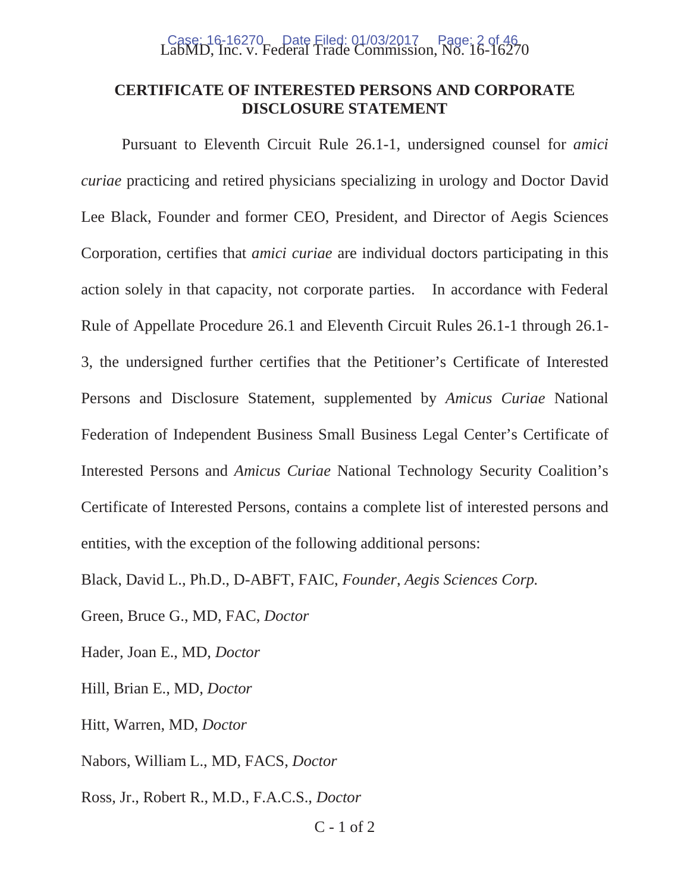## CERTIFICATE OF INTERESTED PERSONS AND CORPORATE DISCLOSURE STATEMENT

Pursuant to Eleventh Circuit Rule 26.1-1, undersigned counsel for *amici curiae* practicing and retired physicians specializing in urology and Doctor David Lee Black, Founder and former CEO, President, and Director of Aegis Sciences Corporation, certifies that *amici curiae* are individual doctors participating in this action solely in that capacity, not corporate parties. In accordance with Federal Rule of Appellate Procedure 26.1 and Eleventh Circuit Rules 26.1-1 through 26.1-3, the undersigned further certifies that the Petitioner's Certificate of Interested Persons and Disclosure Statement, supplemented by *Amicus Curiae* National Federation of Independent Business Small Business Legal Center's Certificate of Interested Persons and *Amicus Curiae* National Technology Security Coalition's Certificate of Interested Persons, contains a complete list of interested persons and entities, with the exception of the following additional persons:

Black, David L., Ph.D., D-ABFT, FAIC, *Founder, Aegis Sciences Corp.*

Green, Bruce G., MD, FAC, *Doctor*

Hader, Joan E., MD, *Doctor*

Hill, Brian E., MD, *Doctor*

Hitt, Warren, MD, *Doctor*

Nabors, William L., MD, FACS, *Doctor*

Ross, Jr., Robert R., M.D., F.A.C.S., *Doctor*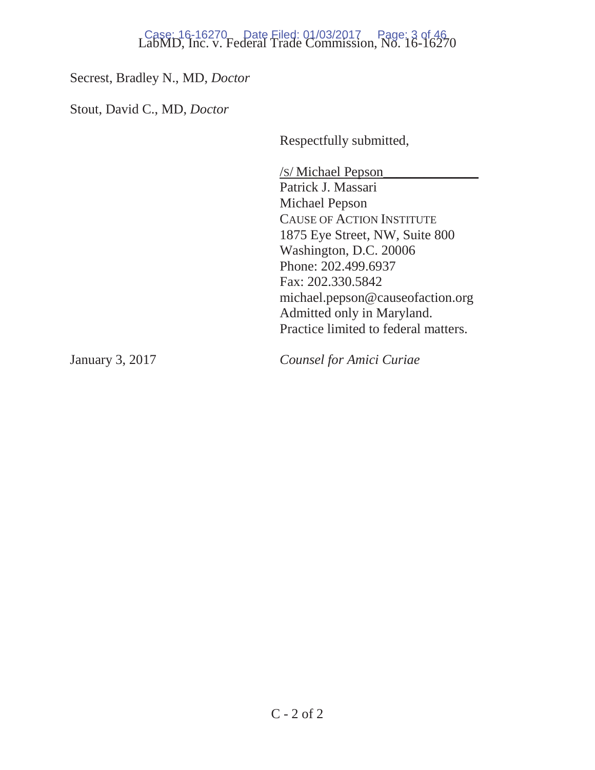Secrest, Bradley N., MD, *Doctor*

Stout, David C., MD, *Doctor*

Respectfully submitted,

/s/ Michael Pepson
Patrick J. Massari
Michael Pepson
CAUSE OF ACTION INSTITUTE
1875 Eye Street, NW, Suite 800
Washington, D.C. 20006
Phone: 202.499.6937
Fax: 202.330.5842
michael.pepson@causeofaction.org
Admitted only in Maryland.
Practice limited to federal matters.

January 3, 2017

*Counsel for Amici Curiae*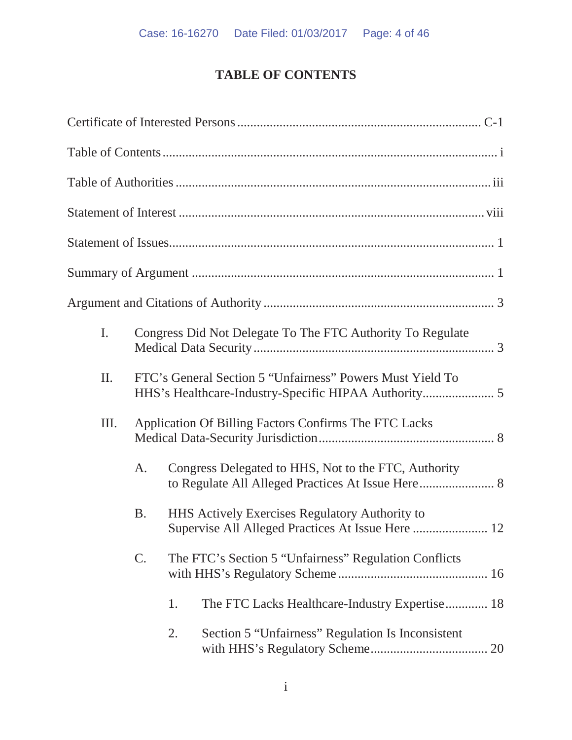# TABLE OF CONTENTS

Certificate of Interested Persons .......................................................................... C-1

Table of Contents ..................................................................................................... i

Table of Authorities ................................................................................................ iii

Statement of Interest .............................................................................................. viii

Statement of Issues................................................................................................... 1

Summary of Argument ............................................................................................ 1

Argument and Citations of Authority ...................................................................... 3

- I. Congress Did Not Delegate To The FTC Authority To Regulate Medical Data Security ......................................................................... 3
- II. FTC's General Section 5 "Unfairness" Powers Must Yield To HHS's Healthcare-Industry-Specific HIPAA Authority...................... 5
- III. Application Of Billing Factors Confirms The FTC Lacks Medical Data-Security Jurisdiction..................................................... 8
  - A. Congress Delegated to HHS, Not to the FTC, Authority to Regulate All Alleged Practices At Issue Here....................... 8
  - B. HHS Actively Exercises Regulatory Authority to Supervise All Alleged Practices At Issue Here ....................... 12
  - C. The FTC's Section 5 "Unfairness" Regulation Conflicts with HHS's Regulatory Scheme ............................................. 16
    - 1. The FTC Lacks Healthcare-Industry Expertise............. 18
    - 2. Section 5 "Unfairness" Regulation Is Inconsistent with HHS's Regulatory Scheme.................................... 20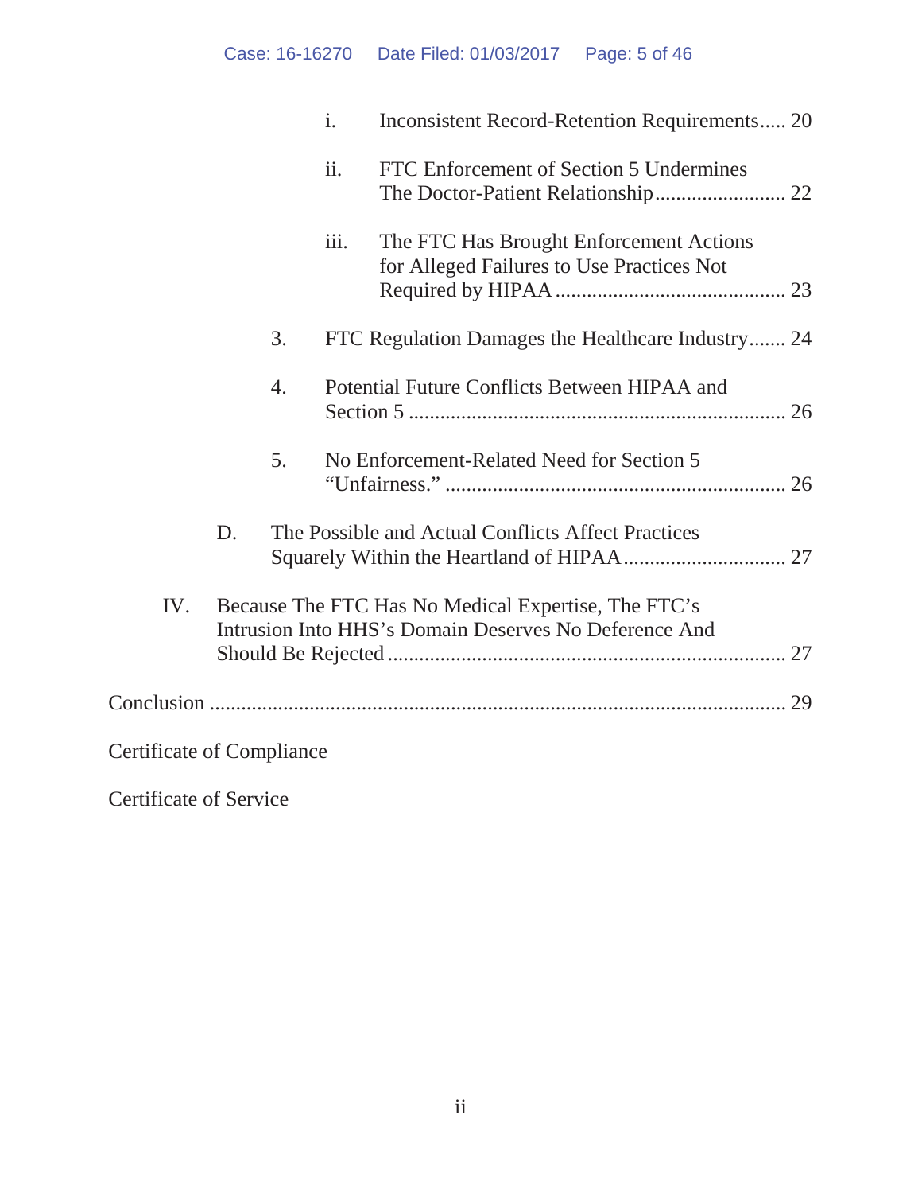i. Inconsistent Record-Retention Requirements..... 20

ii. FTC Enforcement of Section 5 Undermines The Doctor-Patient Relationship......................... 22

iii. The FTC Has Brought Enforcement Actions for Alleged Failures to Use Practices Not Required by HIPAA........................................... 23

3. FTC Regulation Damages the Healthcare Industry....... 24

4. Potential Future Conflicts Between HIPAA and Section 5 ....................................................................... 26

5. No Enforcement-Related Need for Section 5 "Unfairness." ................................................................ 26

D. The Possible and Actual Conflicts Affect Practices Squarely Within the Heartland of HIPAA............................... 27

IV. Because The FTC Has No Medical Expertise, The FTC's Intrusion Into HHS's Domain Deserves No Deference And Should Be Rejected ........................................................................... 27

Conclusion ........................................................................................................... 29

Certificate of Compliance

Certificate of Service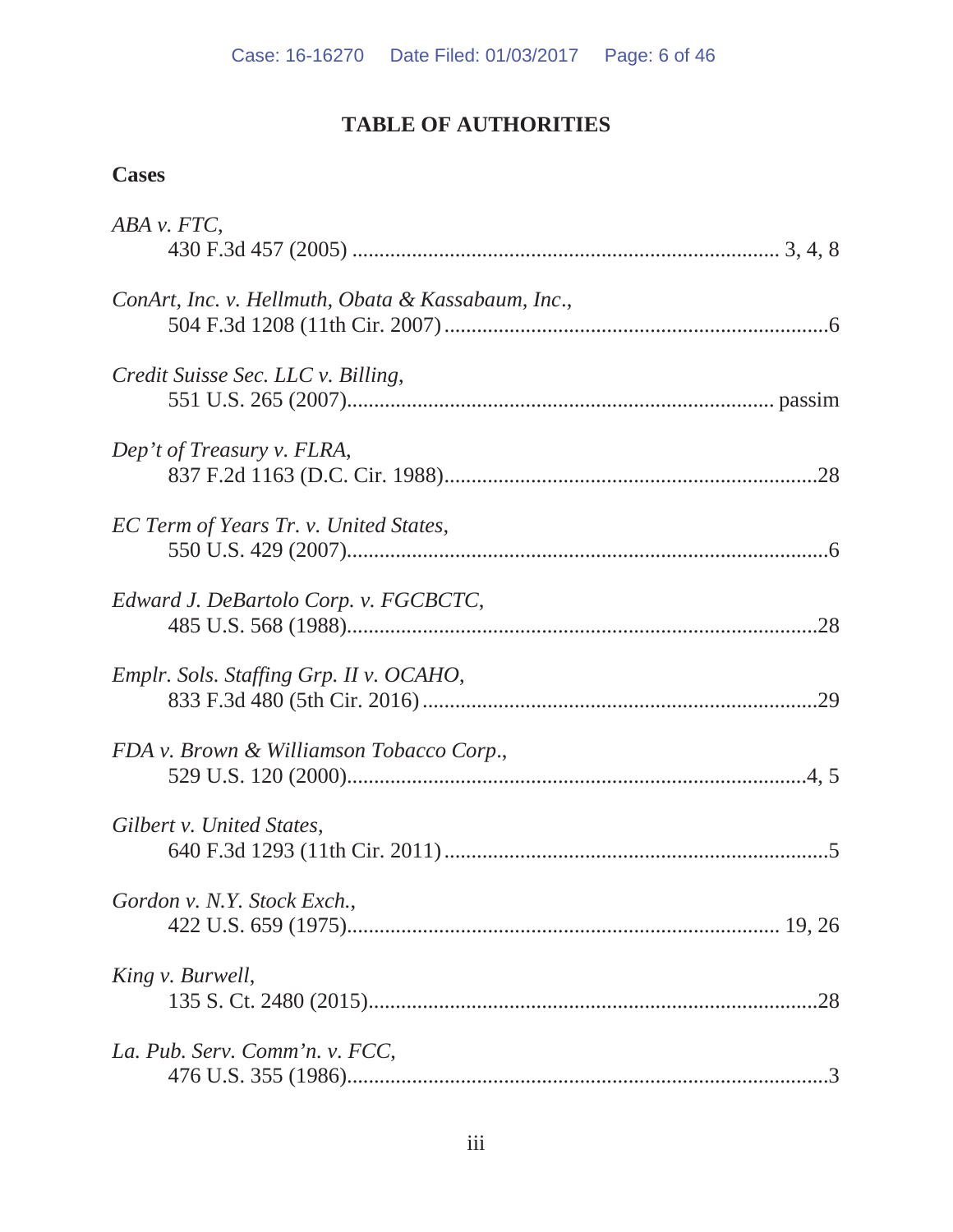# TABLE OF AUTHORITIES

## Cases

*ABA v. FTC*,
430 F.3d 457 (2005) ............................................................................ 3, 4, 8

*ConArt, Inc. v. Hellmuth, Obata & Kassabaum, Inc*.,
504 F.3d 1208 (11th Cir. 2007) ......................................................................6

*Credit Suisse Sec. LLC v. Billing*,
551 U.S. 265 (2007)............................................................................ passim

*Dep't of Treasury v. FLRA*,
837 F.2d 1163 (D.C. Cir. 1988)....................................................................28

*EC Term of Years Tr. v. United States*,
550 U.S. 429 (2007)........................................................................................6

*Edward J. DeBartolo Corp. v. FGCBCTC*,
485 U.S. 568 (1988)......................................................................................28

*Emplr. Sols. Staffing Grp. II v. OCAHO*,
833 F.3d 480 (5th Cir. 2016) ........................................................................29

*FDA v. Brown & Williamson Tobacco Corp*.,
529 U.S. 120 (2000)....................................................................................4, 5

*Gilbert v. United States*,
640 F.3d 1293 (11th Cir. 2011) ......................................................................5

*Gordon v. N.Y. Stock Exch.*,
422 U.S. 659 (1975).............................................................................. 19, 26

*King v. Burwell*,
135 S. Ct. 2480 (2015)..................................................................................28

*La. Pub. Serv. Comm'n. v. FCC*,
476 U.S. 355 (1986)........................................................................................3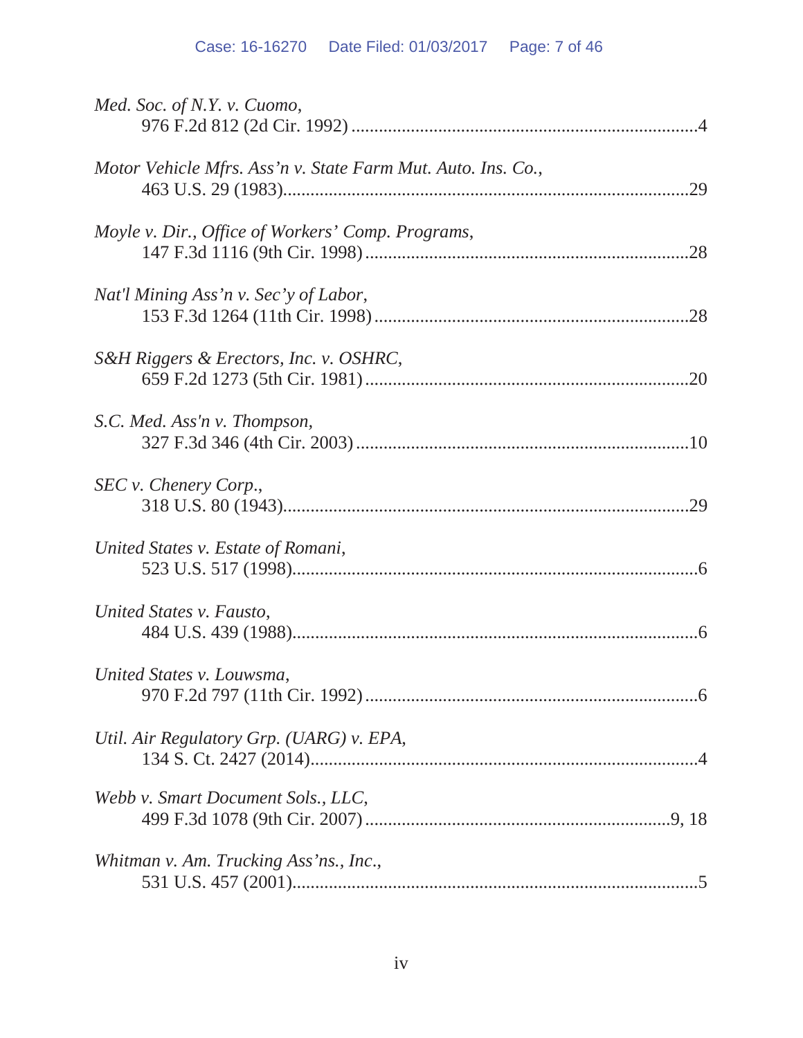*Med. Soc. of N.Y. v. Cuomo*,
976 F.2d 812 (2d Cir. 1992) ............................................................................4

*Motor Vehicle Mfrs. Ass'n v. State Farm Mut. Auto. Ins. Co.*,
463 U.S. 29 (1983)..........................................................................................29

*Moyle v. Dir., Office of Workers' Comp. Programs*,
147 F.3d 1116 (9th Cir. 1998) ........................................................................28

*Nat'l Mining Ass'n v. Sec'y of Labor*,
153 F.3d 1264 (11th Cir. 1998) ......................................................................28

*S&H Riggers & Erectors, Inc. v. OSHRC*,
659 F.2d 1273 (5th Cir. 1981) ........................................................................20

*S.C. Med. Ass'n v. Thompson*,
327 F.3d 346 (4th Cir. 2003) ..........................................................................10

*SEC v. Chenery Corp.*,
318 U.S. 80 (1943)..........................................................................................29

*United States v. Estate of Romani*,
523 U.S. 517 (1998)..........................................................................................6

*United States v. Fausto*,
484 U.S. 439 (1988)..........................................................................................6

*United States v. Louwsma*,
970 F.2d 797 (11th Cir. 1992) ..........................................................................6

*Util. Air Regulatory Grp. (UARG) v. EPA*,
134 S. Ct. 2427 (2014)......................................................................................4

*Webb v. Smart Document Sols., LLC*,
499 F.3d 1078 (9th Cir. 2007) ....................................................................9, 18

*Whitman v. Am. Trucking Ass'ns., Inc.*,
531 U.S. 457 (2001)..........................................................................................5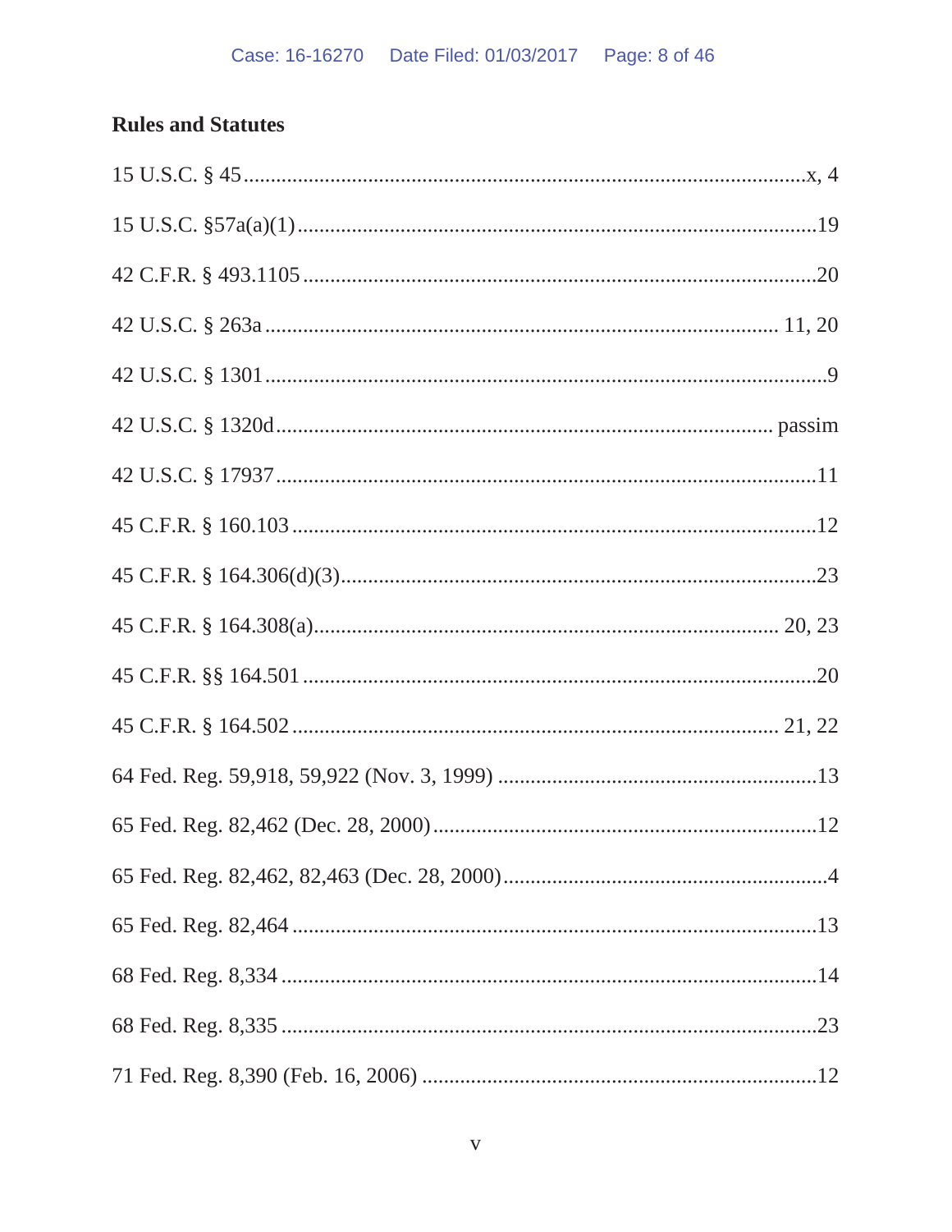## Rules and Statutes

15 U.S.C. § 45 ........................................................................................................x, 4

15 U.S.C. §57a(a)(1) ..................................................................................................19

42 C.F.R. § 493.1105 ..................................................................................................20

42 U.S.C. § 263a ............................................................................................... 11, 20

42 U.S.C. § 1301 .........................................................................................................9

42 U.S.C. § 1320d ........................................................................................... passim

42 U.S.C. § 17937 ......................................................................................................11

45 C.F.R. § 160.103 ...................................................................................................12

45 C.F.R. § 164.306(d)(3)..........................................................................................23

45 C.F.R. § 164.308(a)....................................................................................... 20, 23

45 C.F.R. §§ 164.501 .................................................................................................20

45 C.F.R. § 164.502 .......................................................................................... 21, 22

64 Fed. Reg. 59,918, 59,922 (Nov. 3, 1999) .............................................................13

65 Fed. Reg. 82,462 (Dec. 28, 2000) .........................................................................12

65 Fed. Reg. 82,462, 82,463 (Dec. 28, 2000) .............................................................4

65 Fed. Reg. 82,464 ...................................................................................................13

68 Fed. Reg. 8,334 .....................................................................................................14

68 Fed. Reg. 8,335 .....................................................................................................23

71 Fed. Reg. 8,390 (Feb. 16, 2006) ...........................................................................12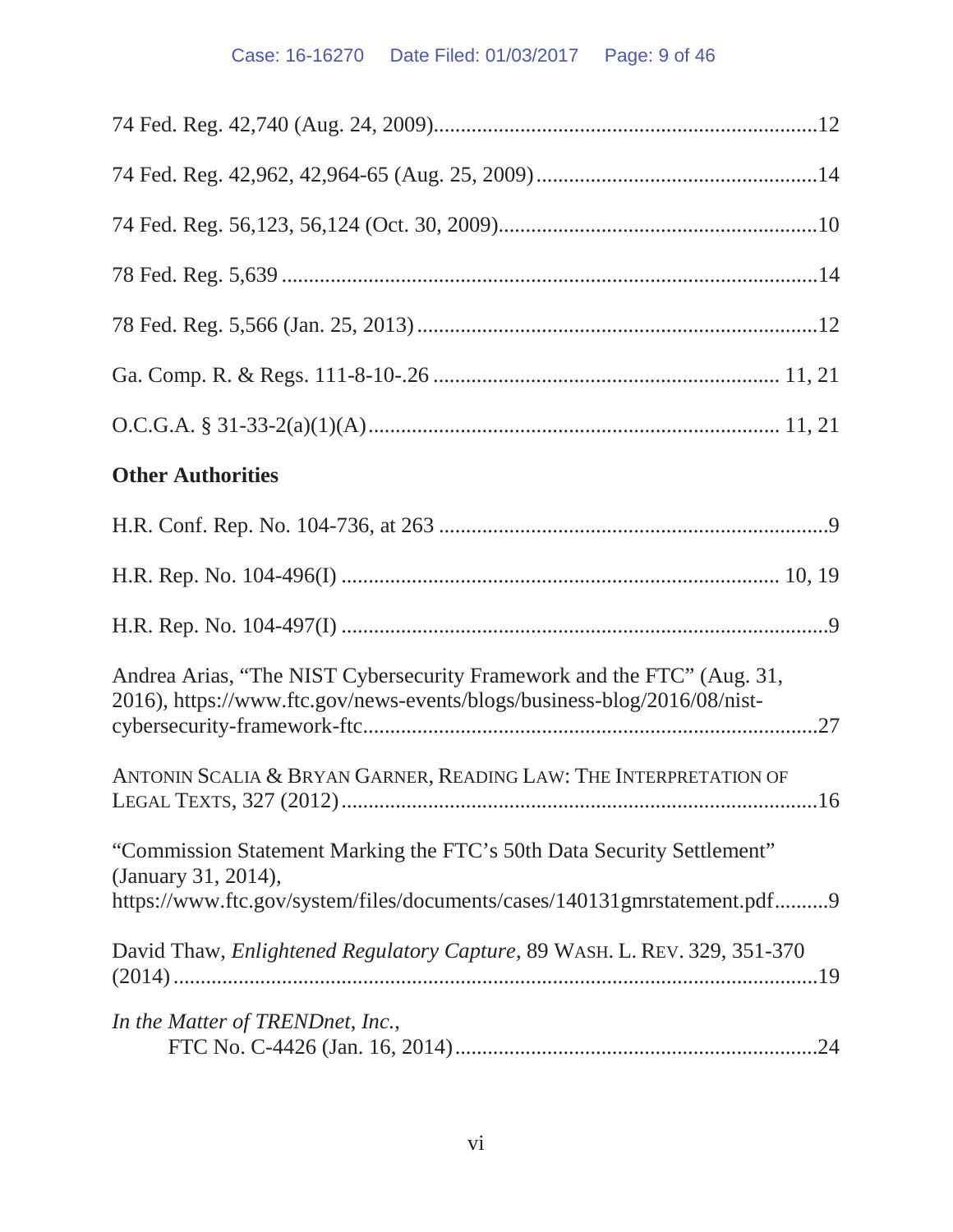74 Fed. Reg. 42,740 (Aug. 24, 2009)....................................................................12

74 Fed. Reg. 42,962, 42,964-65 (Aug. 25, 2009)...................................................14

74 Fed. Reg. 56,123, 56,124 (Oct. 30, 2009).........................................................10

78 Fed. Reg. 5,639 .................................................................................................14

78 Fed. Reg. 5,566 (Jan. 25, 2013).........................................................................12

Ga. Comp. R. & Regs. 111-8-10-.26 .............................................................. 11, 21

O.C.G.A. § 31-33-2(a)(1)(A)......................................................................... 11, 21

**Other Authorities**

H.R. Conf. Rep. No. 104-736, at 263 .......................................................................9

H.R. Rep. No. 104-496(I) ............................................................................... 10, 19

H.R. Rep. No. 104-497(I) .........................................................................................9

Andrea Arias, "The NIST Cybersecurity Framework and the FTC" (Aug. 31, 2016), https://www.ftc.gov/news-events/blogs/business-blog/2016/08/nist-cybersecurity-framework-ftc..................................................................................27

ANTONIN SCALIA & BRYAN GARNER, READING LAW: THE INTERPRETATION OF LEGAL TEXTS, 327 (2012).......................................................................................16

"Commission Statement Marking the FTC's 50th Data Security Settlement" (January 31, 2014), https://www.ftc.gov/system/files/documents/cases/140131gmrstatement.pdf..........9

David Thaw, *Enlightened Regulatory Capture*, 89 WASH. L. REV. 329, 351-370 (2014).........................................................................................................19

*In the Matter of TRENDnet, Inc.*, FTC No. C-4426 (Jan. 16, 2014)..................................................................24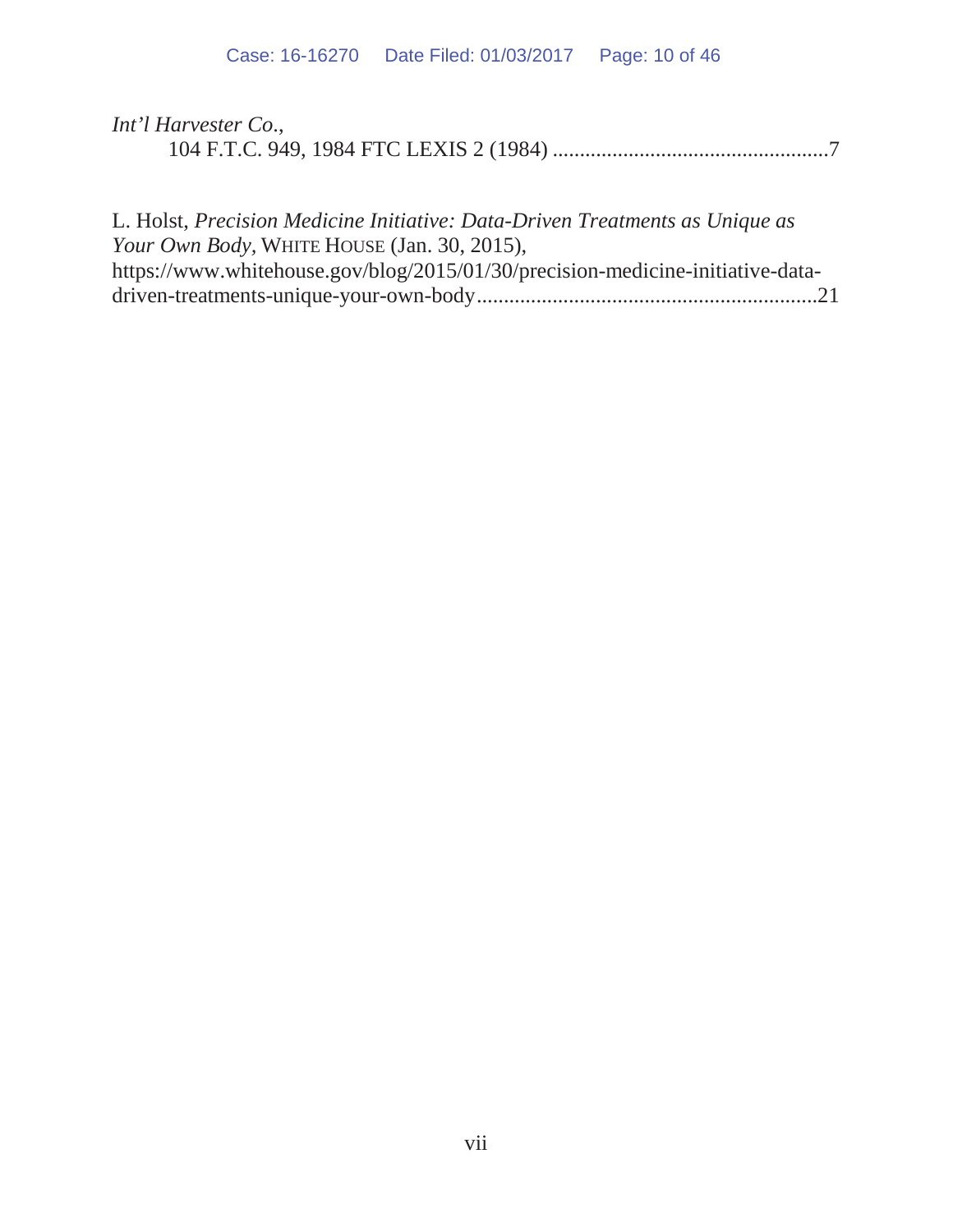*Int'l Harvester Co.*,
 104 F.T.C. 949, 1984 FTC LEXIS 2 (1984) ....................................................7

L. Holst, *Precision Medicine Initiative: Data-Driven Treatments as Unique as Your Own Body*, WHITE HOUSE (Jan. 30, 2015), https://www.whitehouse.gov/blog/2015/01/30/precision-medicine-initiative-data-driven-treatments-unique-your-own-body...............................................................21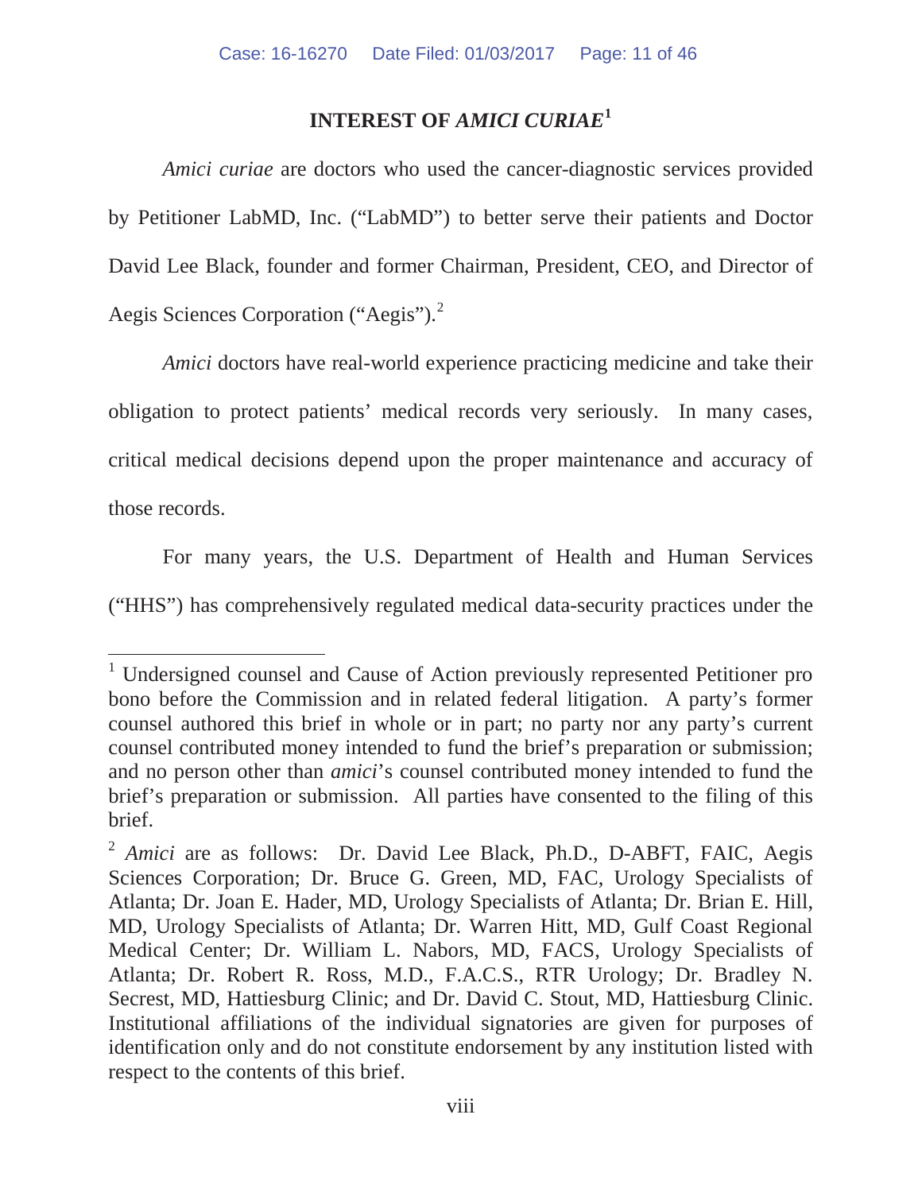## INTEREST OF *AMICI CURIAE*[1]

*Amici curiae* are doctors who used the cancer-diagnostic services provided by Petitioner LabMD, Inc. ("LabMD") to better serve their patients and Doctor David Lee Black, founder and former Chairman, President, CEO, and Director of Aegis Sciences Corporation ("Aegis").[2]

*Amici* doctors have real-world experience practicing medicine and take their obligation to protect patients' medical records very seriously. In many cases, critical medical decisions depend upon the proper maintenance and accuracy of those records.

For many years, the U.S. Department of Health and Human Services ("HHS") has comprehensively regulated medical data-security practices under the

---

[1] Undersigned counsel and Cause of Action previously represented Petitioner pro bono before the Commission and in related federal litigation. A party's former counsel authored this brief in whole or in part; no party nor any party's current counsel contributed money intended to fund the brief's preparation or submission; and no person other than *amici*'s counsel contributed money intended to fund the brief's preparation or submission. All parties have consented to the filing of this brief.

[2] *Amici* are as follows: Dr. David Lee Black, Ph.D., D-ABFT, FAIC, Aegis Sciences Corporation; Dr. Bruce G. Green, MD, FAC, Urology Specialists of Atlanta; Dr. Joan E. Hader, MD, Urology Specialists of Atlanta; Dr. Brian E. Hill, MD, Urology Specialists of Atlanta; Dr. Warren Hitt, MD, Gulf Coast Regional Medical Center; Dr. William L. Nabors, MD, FACS, Urology Specialists of Atlanta; Dr. Robert R. Ross, M.D., F.A.C.S., RTR Urology; Dr. Bradley N. Secrest, MD, Hattiesburg Clinic; and Dr. David C. Stout, MD, Hattiesburg Clinic. Institutional affiliations of the individual signatories are given for purposes of identification only and do not constitute endorsement by any institution listed with respect to the contents of this brief.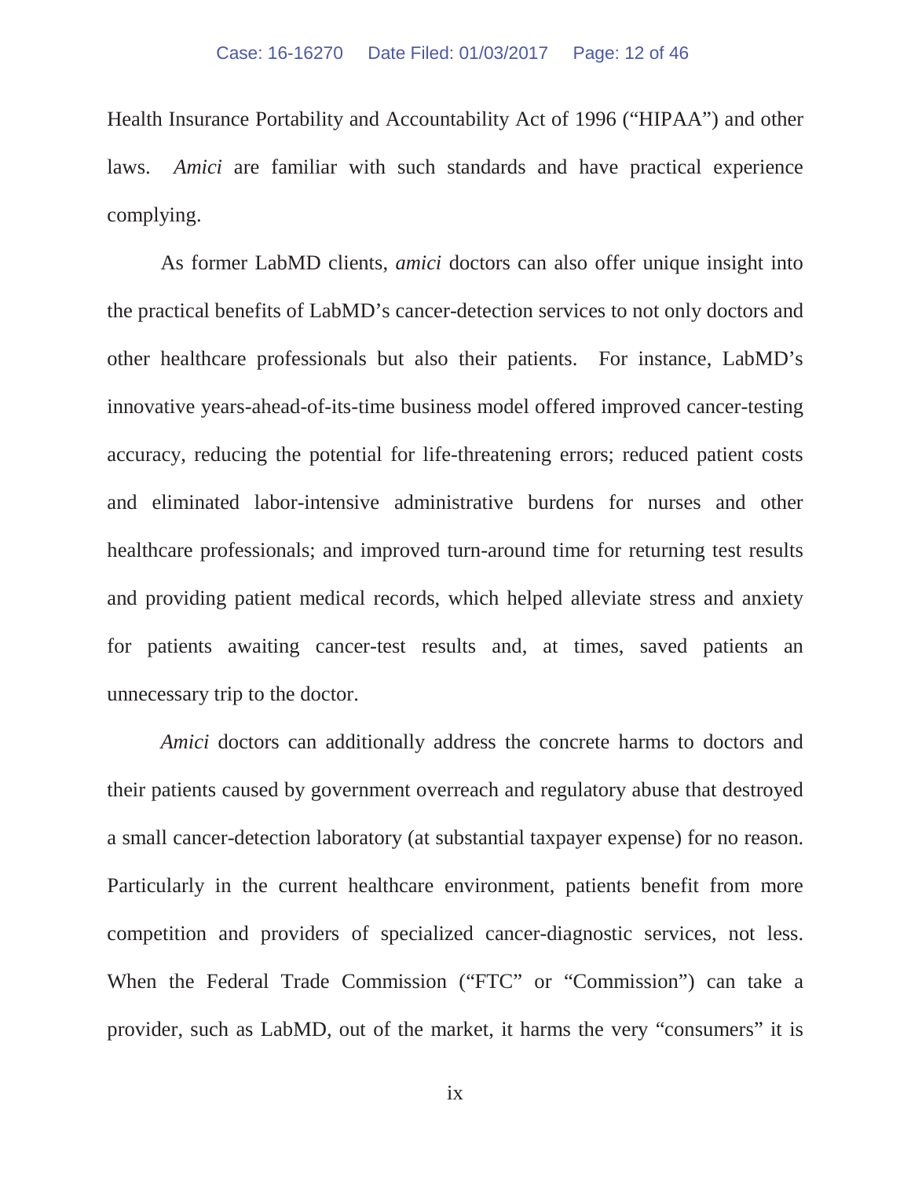Health Insurance Portability and Accountability Act of 1996 ("HIPAA") and other laws. *Amici* are familiar with such standards and have practical experience complying.

As former LabMD clients, *amici* doctors can also offer unique insight into the practical benefits of LabMD's cancer-detection services to not only doctors and other healthcare professionals but also their patients. For instance, LabMD's innovative years-ahead-of-its-time business model offered improved cancer-testing accuracy, reducing the potential for life-threatening errors; reduced patient costs and eliminated labor-intensive administrative burdens for nurses and other healthcare professionals; and improved turn-around time for returning test results and providing patient medical records, which helped alleviate stress and anxiety for patients awaiting cancer-test results and, at times, saved patients an unnecessary trip to the doctor.

*Amici* doctors can additionally address the concrete harms to doctors and their patients caused by government overreach and regulatory abuse that destroyed a small cancer-detection laboratory (at substantial taxpayer expense) for no reason. Particularly in the current healthcare environment, patients benefit from more competition and providers of specialized cancer-diagnostic services, not less. When the Federal Trade Commission ("FTC" or "Commission") can take a provider, such as LabMD, out of the market, it harms the very "consumers" it is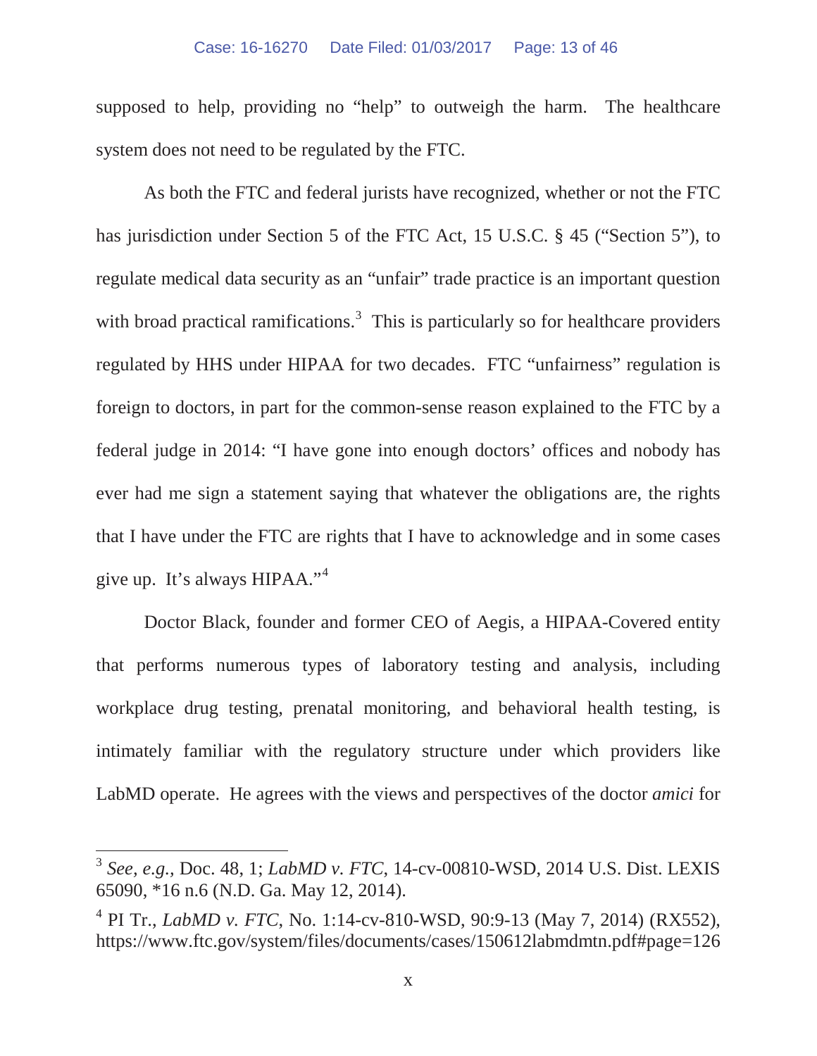supposed to help, providing no "help" to outweigh the harm. The healthcare system does not need to be regulated by the FTC.

As both the FTC and federal jurists have recognized, whether or not the FTC has jurisdiction under Section 5 of the FTC Act, 15 U.S.C. § 45 ("Section 5"), to regulate medical data security as an "unfair" trade practice is an important question with broad practical ramifications.[3] This is particularly so for healthcare providers regulated by HHS under HIPAA for two decades. FTC "unfairness" regulation is foreign to doctors, in part for the common-sense reason explained to the FTC by a federal judge in 2014: "I have gone into enough doctors' offices and nobody has ever had me sign a statement saying that whatever the obligations are, the rights that I have under the FTC are rights that I have to acknowledge and in some cases give up. It's always HIPAA."[4]

Doctor Black, founder and former CEO of Aegis, a HIPAA-Covered entity that performs numerous types of laboratory testing and analysis, including workplace drug testing, prenatal monitoring, and behavioral health testing, is intimately familiar with the regulatory structure under which providers like LabMD operate. He agrees with the views and perspectives of the doctor *amici* for

---

[3] *See, e.g.*, Doc. 48, 1; *LabMD v. FTC*, 14-cv-00810-WSD, 2014 U.S. Dist. LEXIS 65090, *16 n.6 (N.D. Ga. May 12, 2014).

[4] PI Tr., *LabMD v. FTC*, No. 1:14-cv-810-WSD, 90:9-13 (May 7, 2014) (RX552), https://www.ftc.gov/system/files/documents/cases/150612labmdmtn.pdf#page=126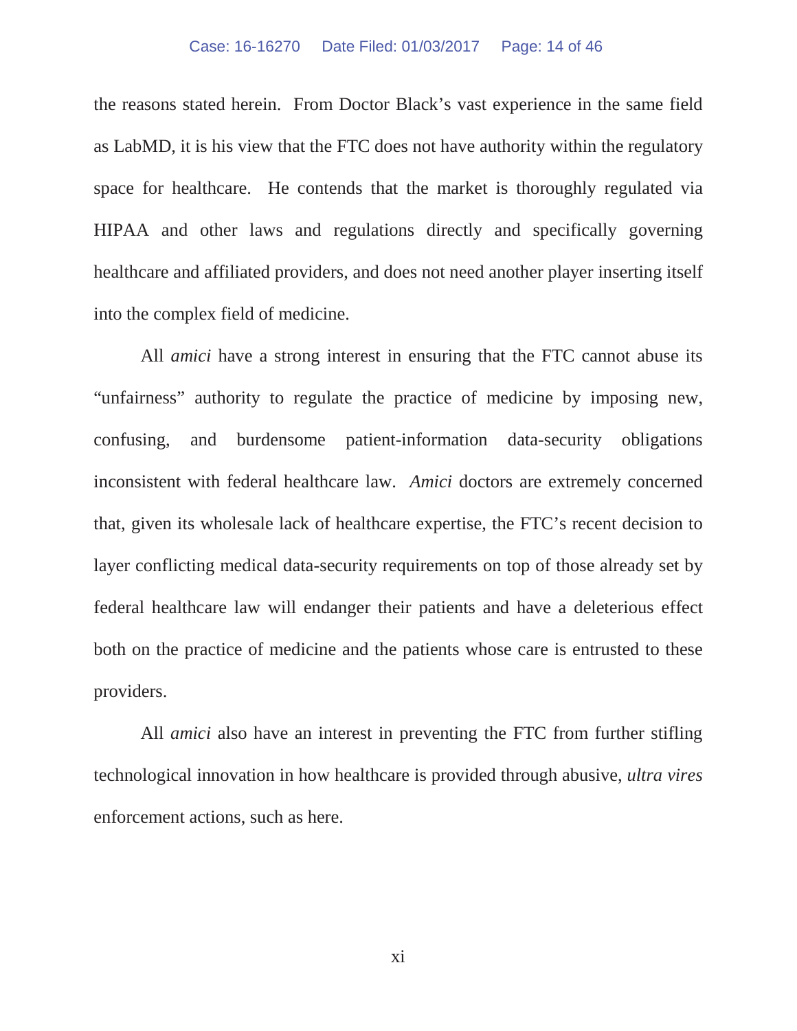the reasons stated herein. From Doctor Black's vast experience in the same field as LabMD, it is his view that the FTC does not have authority within the regulatory space for healthcare. He contends that the market is thoroughly regulated via HIPAA and other laws and regulations directly and specifically governing healthcare and affiliated providers, and does not need another player inserting itself into the complex field of medicine.

All *amici* have a strong interest in ensuring that the FTC cannot abuse its "unfairness" authority to regulate the practice of medicine by imposing new, confusing, and burdensome patient-information data-security obligations inconsistent with federal healthcare law. *Amici* doctors are extremely concerned that, given its wholesale lack of healthcare expertise, the FTC's recent decision to layer conflicting medical data-security requirements on top of those already set by federal healthcare law will endanger their patients and have a deleterious effect both on the practice of medicine and the patients whose care is entrusted to these providers.

All *amici* also have an interest in preventing the FTC from further stifling technological innovation in how healthcare is provided through abusive, *ultra vires* enforcement actions, such as here.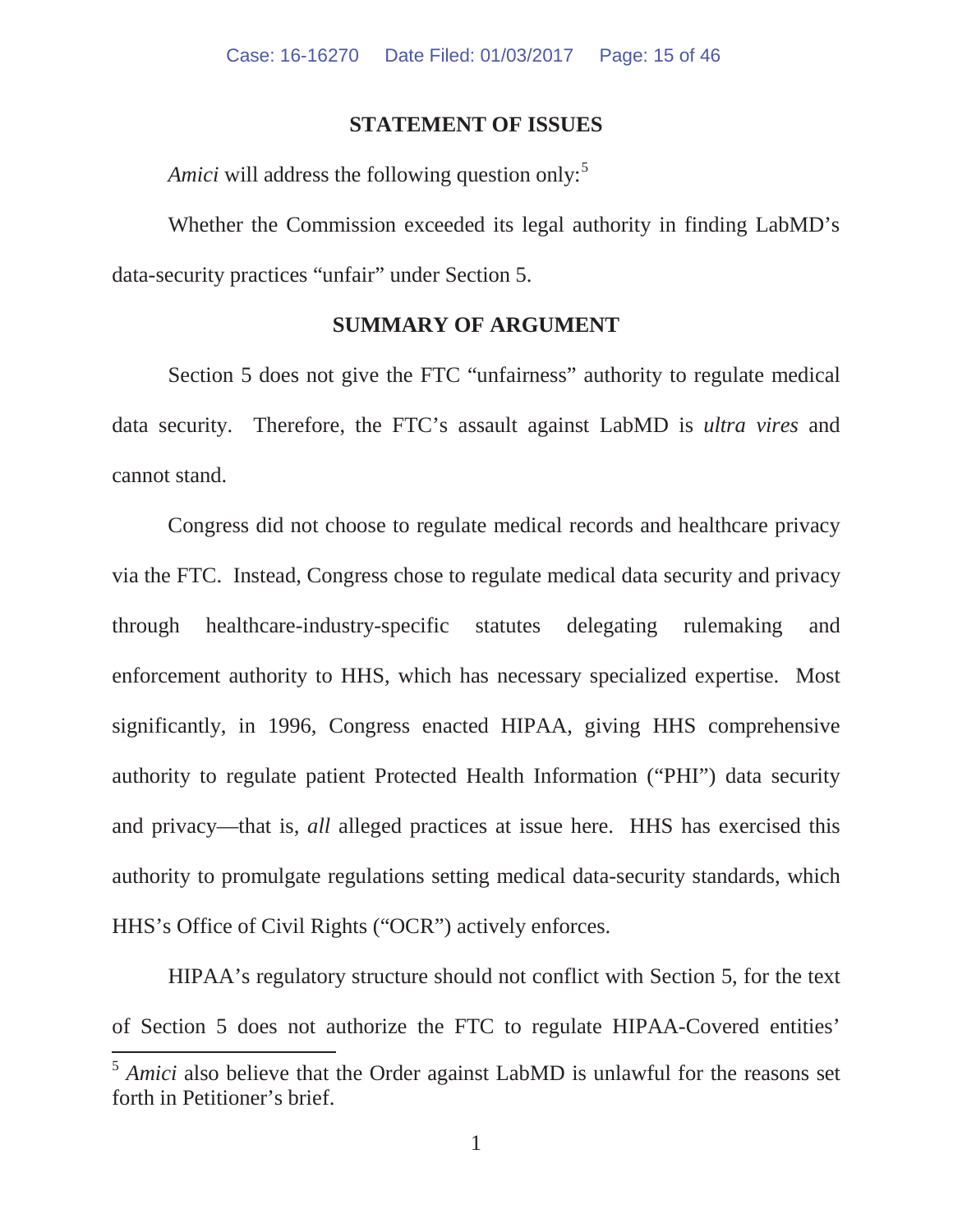## STATEMENT OF ISSUES

*Amici* will address the following question only:[5]

Whether the Commission exceeded its legal authority in finding LabMD's data-security practices "unfair" under Section 5.

## SUMMARY OF ARGUMENT

Section 5 does not give the FTC "unfairness" authority to regulate medical data security. Therefore, the FTC's assault against LabMD is *ultra vires* and cannot stand.

Congress did not choose to regulate medical records and healthcare privacy via the FTC. Instead, Congress chose to regulate medical data security and privacy through healthcare-industry-specific statutes delegating rulemaking and enforcement authority to HHS, which has necessary specialized expertise. Most significantly, in 1996, Congress enacted HIPAA, giving HHS comprehensive authority to regulate patient Protected Health Information ("PHI") data security and privacy—that is, *all* alleged practices at issue here. HHS has exercised this authority to promulgate regulations setting medical data-security standards, which HHS's Office of Civil Rights ("OCR") actively enforces.

HIPAA's regulatory structure should not conflict with Section 5, for the text of Section 5 does not authorize the FTC to regulate HIPAA-Covered entities'

[5] *Amici* also believe that the Order against LabMD is unlawful for the reasons set forth in Petitioner's brief.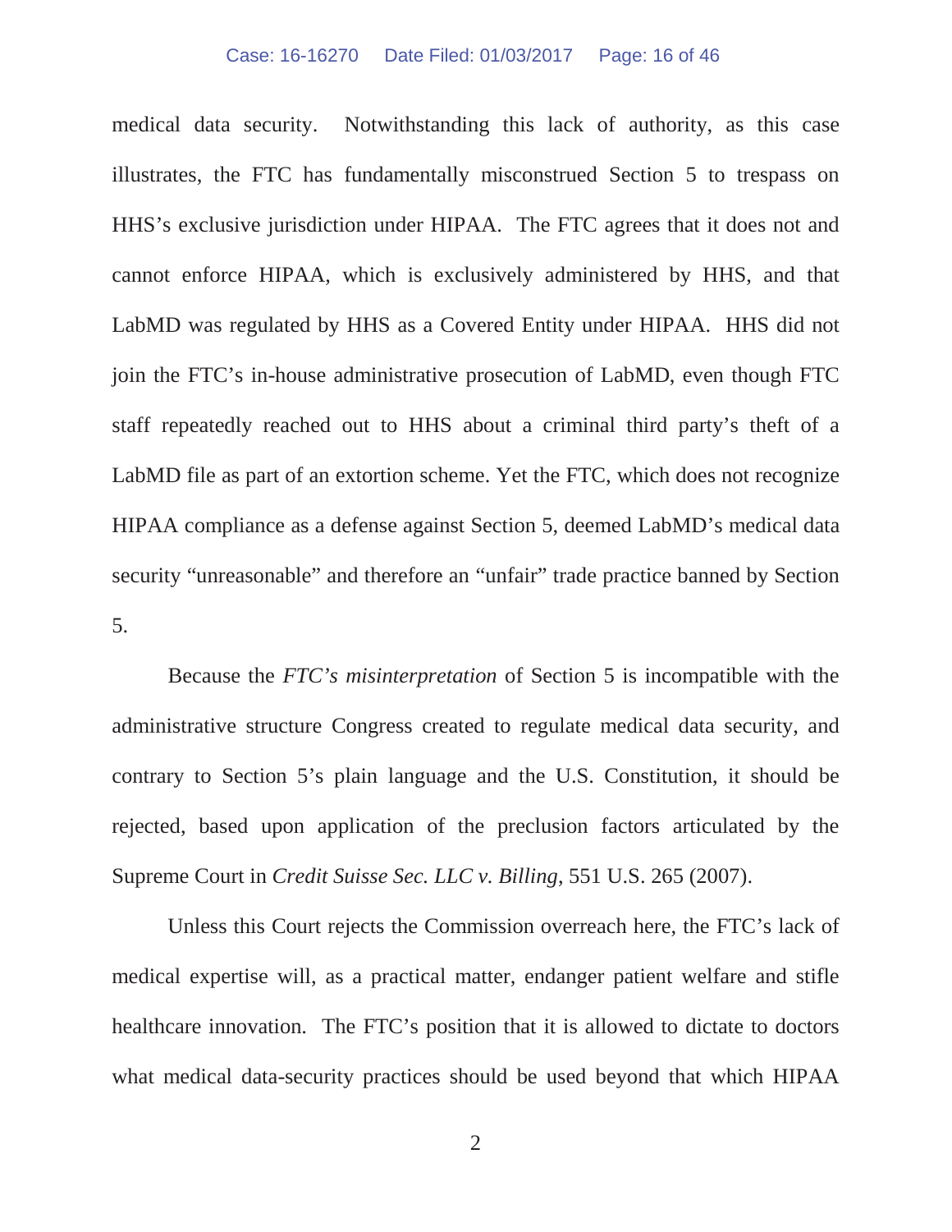medical data security. Notwithstanding this lack of authority, as this case illustrates, the FTC has fundamentally misconstrued Section 5 to trespass on HHS's exclusive jurisdiction under HIPAA. The FTC agrees that it does not and cannot enforce HIPAA, which is exclusively administered by HHS, and that LabMD was regulated by HHS as a Covered Entity under HIPAA. HHS did not join the FTC's in-house administrative prosecution of LabMD, even though FTC staff repeatedly reached out to HHS about a criminal third party's theft of a LabMD file as part of an extortion scheme. Yet the FTC, which does not recognize HIPAA compliance as a defense against Section 5, deemed LabMD's medical data security "unreasonable" and therefore an "unfair" trade practice banned by Section 5.

Because the *FTC's misinterpretation* of Section 5 is incompatible with the administrative structure Congress created to regulate medical data security, and contrary to Section 5's plain language and the U.S. Constitution, it should be rejected, based upon application of the preclusion factors articulated by the Supreme Court in *Credit Suisse Sec. LLC v. Billing*, 551 U.S. 265 (2007).

Unless this Court rejects the Commission overreach here, the FTC's lack of medical expertise will, as a practical matter, endanger patient welfare and stifle healthcare innovation. The FTC's position that it is allowed to dictate to doctors what medical data-security practices should be used beyond that which HIPAA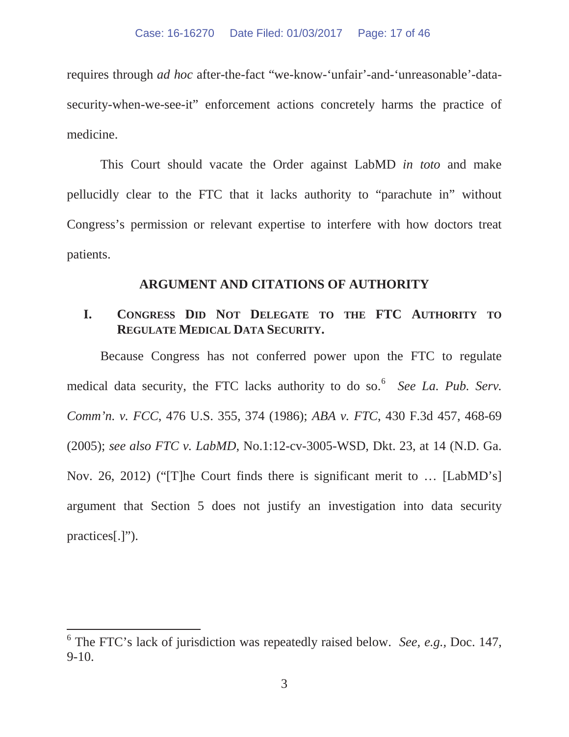requires through *ad hoc* after-the-fact "we-know-'unfair'-and-'unreasonable'-data-security-when-we-see-it" enforcement actions concretely harms the practice of medicine.

This Court should vacate the Order against LabMD *in toto* and make pellucidly clear to the FTC that it lacks authority to "parachute in" without Congress's permission or relevant expertise to interfere with how doctors treat patients.

## ARGUMENT AND CITATIONS OF AUTHORITY

### I. CONGRESS DID NOT DELEGATE TO THE FTC AUTHORITY TO REGULATE MEDICAL DATA SECURITY.

Because Congress has not conferred power upon the FTC to regulate medical data security, the FTC lacks authority to do so.[6] *See La. Pub. Serv. Comm'n. v. FCC*, 476 U.S. 355, 374 (1986); *ABA v. FTC*, 430 F.3d 457, 468-69 (2005); *see also FTC v. LabMD*, No.1:12-cv-3005-WSD, Dkt. 23, at 14 (N.D. Ga. Nov. 26, 2012) ("[T]he Court finds there is significant merit to … [LabMD's] argument that Section 5 does not justify an investigation into data security practices[.]").

---

[6] The FTC's lack of jurisdiction was repeatedly raised below. *See, e.g.*, Doc. 147, 9-10.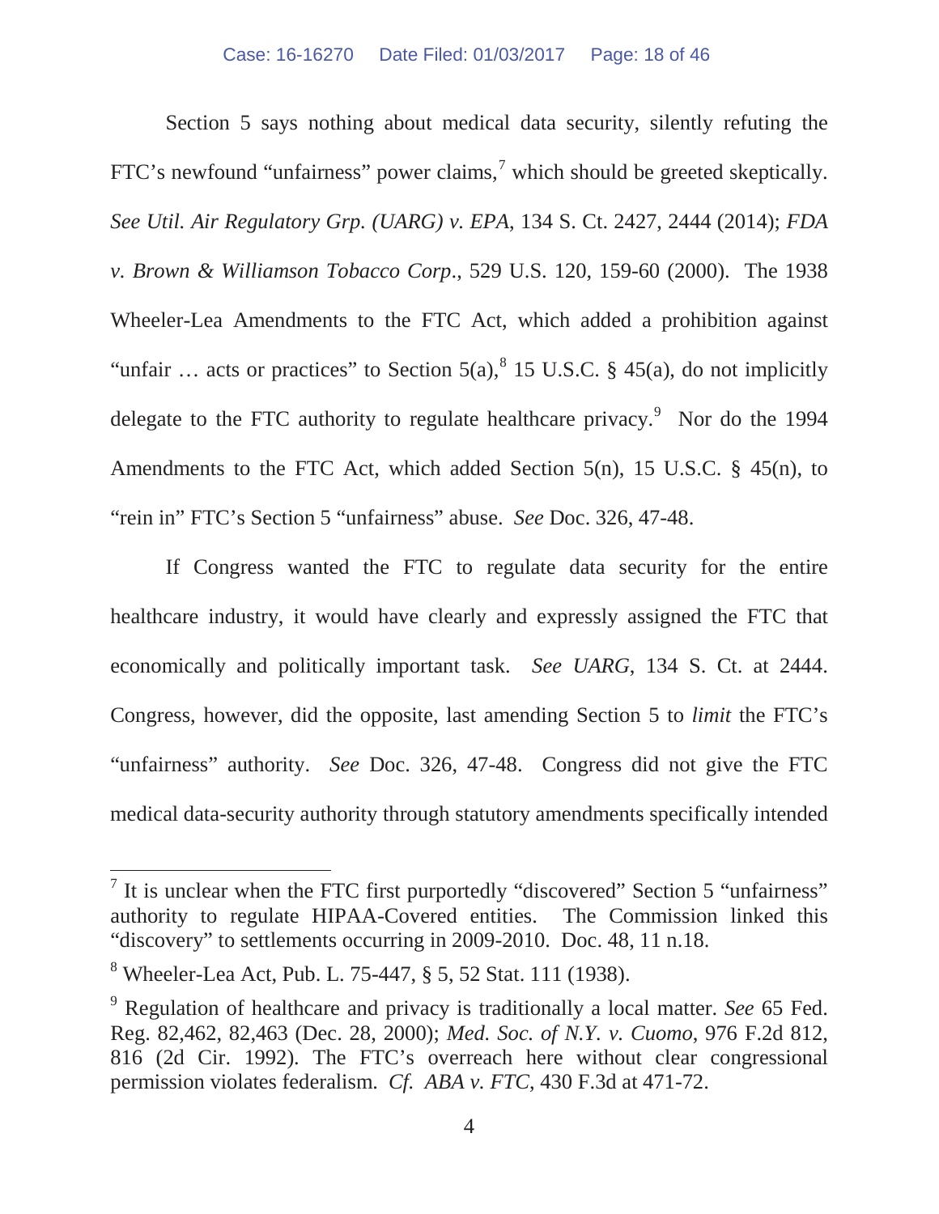Section 5 says nothing about medical data security, silently refuting the FTC's newfound "unfairness" power claims,[7] which should be greeted skeptically. *See Util. Air Regulatory Grp. (UARG) v. EPA*, 134 S. Ct. 2427, 2444 (2014); *FDA v. Brown & Williamson Tobacco Corp*., 529 U.S. 120, 159-60 (2000). The 1938 Wheeler-Lea Amendments to the FTC Act, which added a prohibition against "unfair … acts or practices" to Section 5(a),[8] 15 U.S.C. § 45(a), do not implicitly delegate to the FTC authority to regulate healthcare privacy.[9] Nor do the 1994 Amendments to the FTC Act, which added Section 5(n), 15 U.S.C. § 45(n), to "rein in" FTC's Section 5 "unfairness" abuse. *See* Doc. 326, 47-48.

If Congress wanted the FTC to regulate data security for the entire healthcare industry, it would have clearly and expressly assigned the FTC that economically and politically important task. *See UARG*, 134 S. Ct. at 2444. Congress, however, did the opposite, last amending Section 5 to *limit* the FTC's "unfairness" authority. *See* Doc. 326, 47-48. Congress did not give the FTC medical data-security authority through statutory amendments specifically intended

---

[7] It is unclear when the FTC first purportedly "discovered" Section 5 "unfairness" authority to regulate HIPAA-Covered entities. The Commission linked this "discovery" to settlements occurring in 2009-2010. Doc. 48, 11 n.18.

[8] Wheeler-Lea Act, Pub. L. 75-447, § 5, 52 Stat. 111 (1938).

[9] Regulation of healthcare and privacy is traditionally a local matter. *See* 65 Fed. Reg. 82,462, 82,463 (Dec. 28, 2000); *Med. Soc. of N.Y. v. Cuomo*, 976 F.2d 812, 816 (2d Cir. 1992). The FTC's overreach here without clear congressional permission violates federalism. *Cf. ABA v. FTC*, 430 F.3d at 471-72.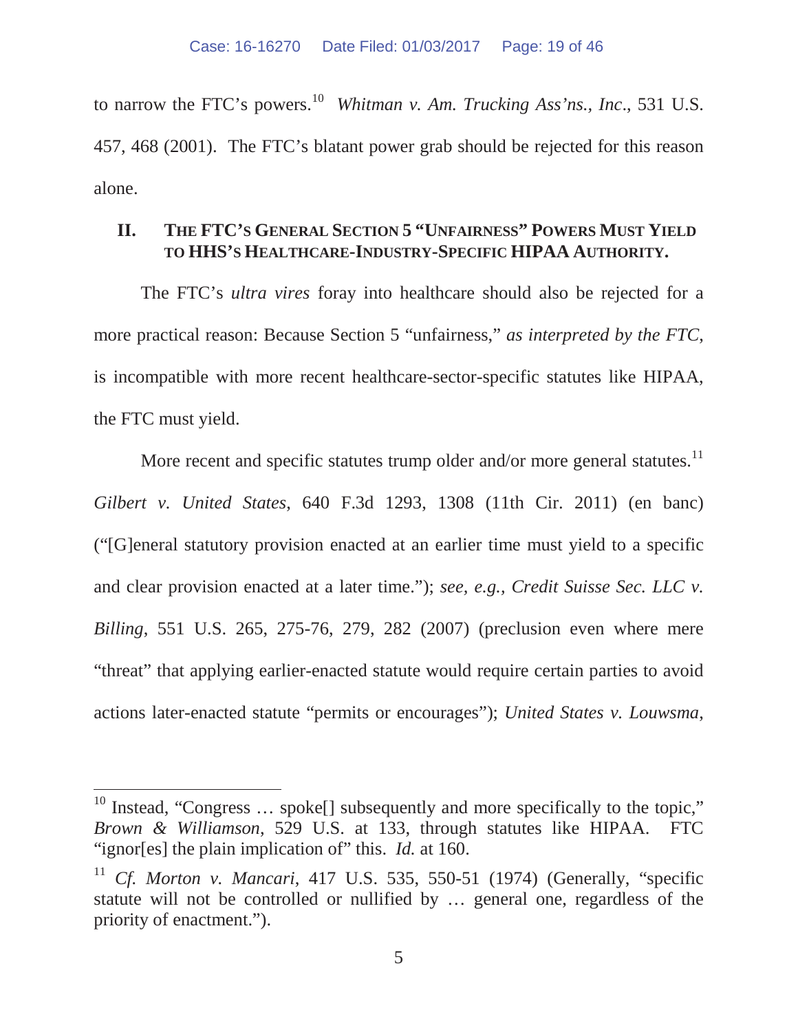to narrow the FTC's powers.[10] *Whitman v. Am. Trucking Ass'ns., Inc*., 531 U.S. 457, 468 (2001). The FTC's blatant power grab should be rejected for this reason alone.

## II. THE FTC'S GENERAL SECTION 5 "UNFAIRNESS" POWERS MUST YIELD TO HHS'S HEALTHCARE-INDUSTRY-SPECIFIC HIPAA AUTHORITY.

The FTC's *ultra vires* foray into healthcare should also be rejected for a more practical reason: Because Section 5 "unfairness," *as interpreted by the FTC,* is incompatible with more recent healthcare-sector-specific statutes like HIPAA, the FTC must yield.

More recent and specific statutes trump older and/or more general statutes.[11] *Gilbert v. United States*, 640 F.3d 1293, 1308 (11th Cir. 2011) (en banc) ("[G]eneral statutory provision enacted at an earlier time must yield to a specific and clear provision enacted at a later time."); *see, e.g., Credit Suisse Sec. LLC v. Billing*, 551 U.S. 265, 275-76, 279, 282 (2007) (preclusion even where mere "threat" that applying earlier-enacted statute would require certain parties to avoid actions later-enacted statute "permits or encourages"); *United States v. Louwsma*,

---

[10] Instead, "Congress … spoke[] subsequently and more specifically to the topic," *Brown & Williamson*, 529 U.S. at 133, through statutes like HIPAA. FTC "ignor[es] the plain implication of" this. *Id.* at 160.

[11] *Cf. Morton v. Mancari*, 417 U.S. 535, 550-51 (1974) (Generally, "specific statute will not be controlled or nullified by … general one, regardless of the priority of enactment.").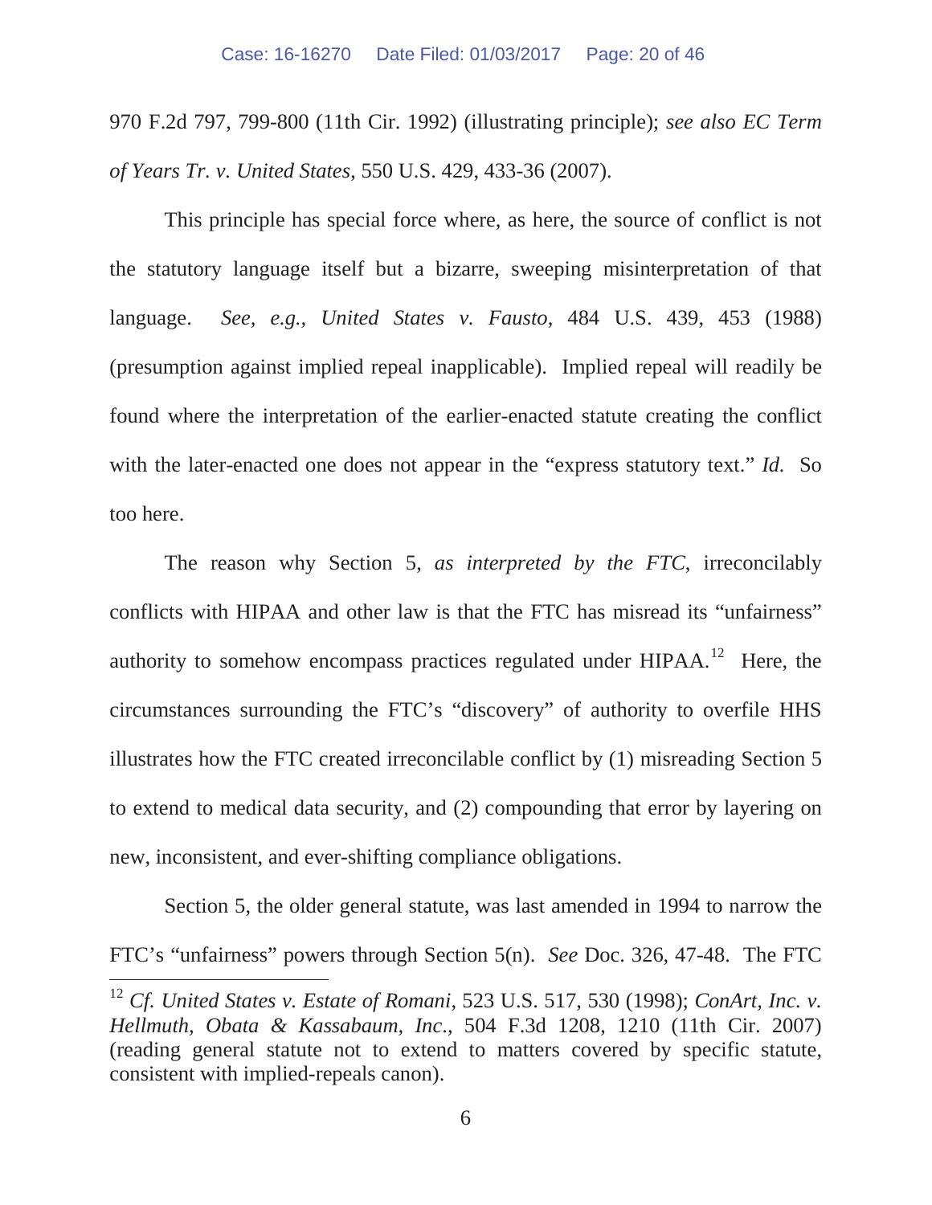970 F.2d 797, 799-800 (11th Cir. 1992) (illustrating principle); *see also EC Term of Years Tr. v. United States*, 550 U.S. 429, 433-36 (2007).

This principle has special force where, as here, the source of conflict is not the statutory language itself but a bizarre, sweeping misinterpretation of that language. *See, e.g.*, *United States v. Fausto*, 484 U.S. 439, 453 (1988) (presumption against implied repeal inapplicable). Implied repeal will readily be found where the interpretation of the earlier-enacted statute creating the conflict with the later-enacted one does not appear in the "express statutory text." *Id.* So too here.

The reason why Section 5, *as interpreted by the FTC*, irreconcilably conflicts with HIPAA and other law is that the FTC has misread its "unfairness" authority to somehow encompass practices regulated under HIPAA.[12] Here, the circumstances surrounding the FTC's "discovery" of authority to overfile HHS illustrates how the FTC created irreconcilable conflict by (1) misreading Section 5 to extend to medical data security, and (2) compounding that error by layering on new, inconsistent, and ever-shifting compliance obligations.

Section 5, the older general statute, was last amended in 1994 to narrow the FTC's "unfairness" powers through Section 5(n). *See* Doc. 326, 47-48. The FTC

---

[12] *Cf. United States v. Estate of Romani*, 523 U.S. 517, 530 (1998); *ConArt, Inc. v. Hellmuth, Obata & Kassabaum, Inc.*, 504 F.3d 1208, 1210 (11th Cir. 2007) (reading general statute not to extend to matters covered by specific statute, consistent with implied-repeals canon).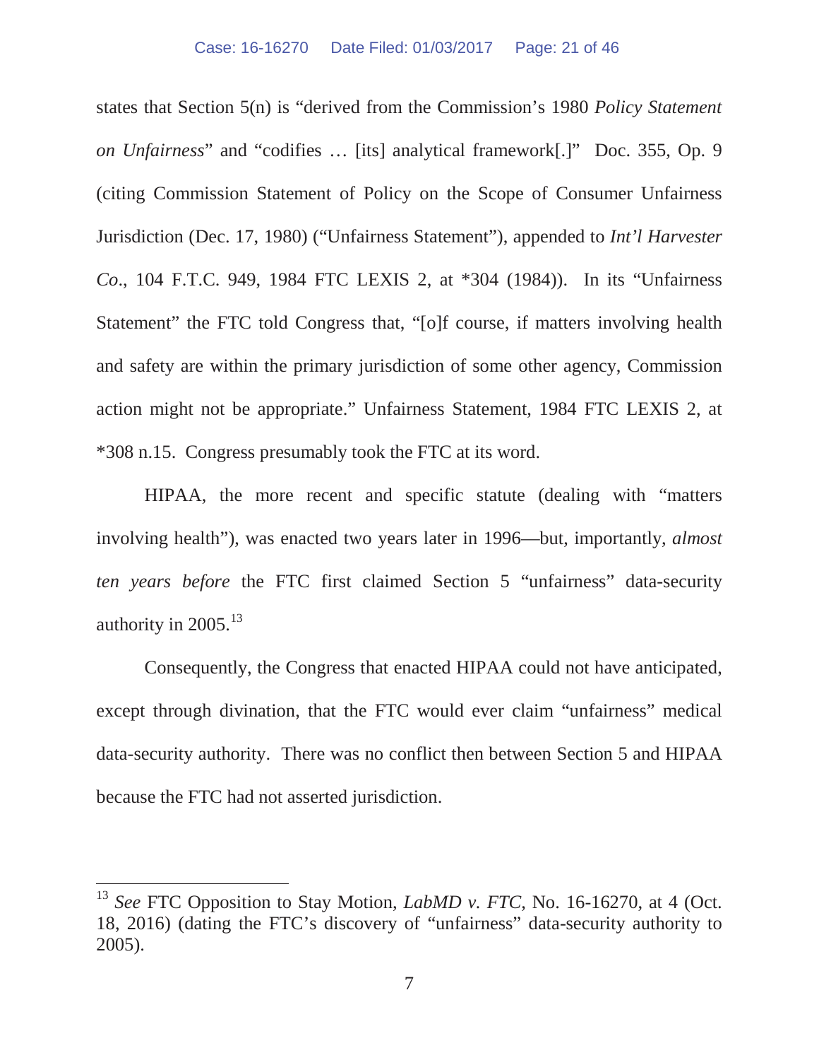states that Section 5(n) is "derived from the Commission's 1980 *Policy Statement on Unfairness*" and "codifies … [its] analytical framework[.]" Doc. 355, Op. 9 (citing Commission Statement of Policy on the Scope of Consumer Unfairness Jurisdiction (Dec. 17, 1980) ("Unfairness Statement"), appended to *Int'l Harvester Co*., 104 F.T.C. 949, 1984 FTC LEXIS 2, at *304 (1984)). In its "Unfairness Statement" the FTC told Congress that, "[o]f course, if matters involving health and safety are within the primary jurisdiction of some other agency, Commission action might not be appropriate." Unfairness Statement, 1984 FTC LEXIS 2, at *308 n.15. Congress presumably took the FTC at its word.

HIPAA, the more recent and specific statute (dealing with "matters involving health"), was enacted two years later in 1996—but, importantly, *almost ten years before* the FTC first claimed Section 5 "unfairness" data-security authority in 2005.[13]

Consequently, the Congress that enacted HIPAA could not have anticipated, except through divination, that the FTC would ever claim "unfairness" medical data-security authority. There was no conflict then between Section 5 and HIPAA because the FTC had not asserted jurisdiction.

[13] *See* FTC Opposition to Stay Motion, *LabMD v. FTC*, No. 16-16270, at 4 (Oct. 18, 2016) (dating the FTC's discovery of "unfairness" data-security authority to 2005).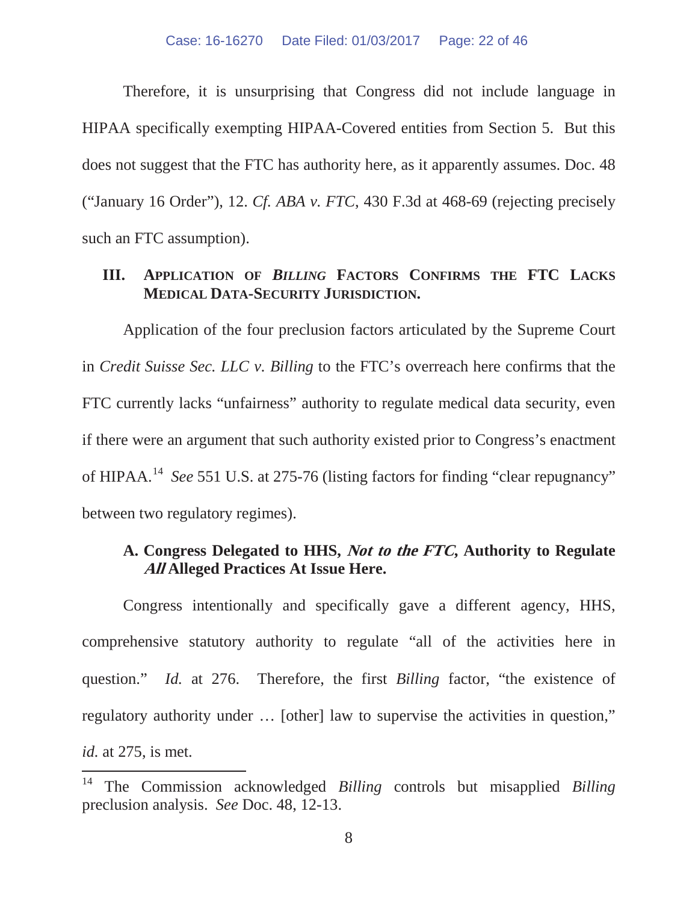Therefore, it is unsurprising that Congress did not include language in HIPAA specifically exempting HIPAA-Covered entities from Section 5. But this does not suggest that the FTC has authority here, as it apparently assumes. Doc. 48 ("January 16 Order"), 12. *Cf. ABA v. FTC*, 430 F.3d at 468-69 (rejecting precisely such an FTC assumption).

## III. APPLICATION OF *BILLING* FACTORS CONFIRMS THE FTC LACKS MEDICAL DATA-SECURITY JURISDICTION.

Application of the four preclusion factors articulated by the Supreme Court in *Credit Suisse Sec. LLC v. Billing* to the FTC's overreach here confirms that the FTC currently lacks "unfairness" authority to regulate medical data security, even if there were an argument that such authority existed prior to Congress's enactment of HIPAA.[14] *See* 551 U.S. at 275-76 (listing factors for finding "clear repugnancy" between two regulatory regimes).

### A. Congress Delegated to HHS, *Not to the FTC*, Authority to Regulate *All* Alleged Practices At Issue Here.

Congress intentionally and specifically gave a different agency, HHS, comprehensive statutory authority to regulate "all of the activities here in question." *Id.* at 276. Therefore, the first *Billing* factor, "the existence of regulatory authority under … [other] law to supervise the activities in question," *id.* at 275, is met.

[14] The Commission acknowledged *Billing* controls but misapplied *Billing* preclusion analysis. *See* Doc. 48, 12-13.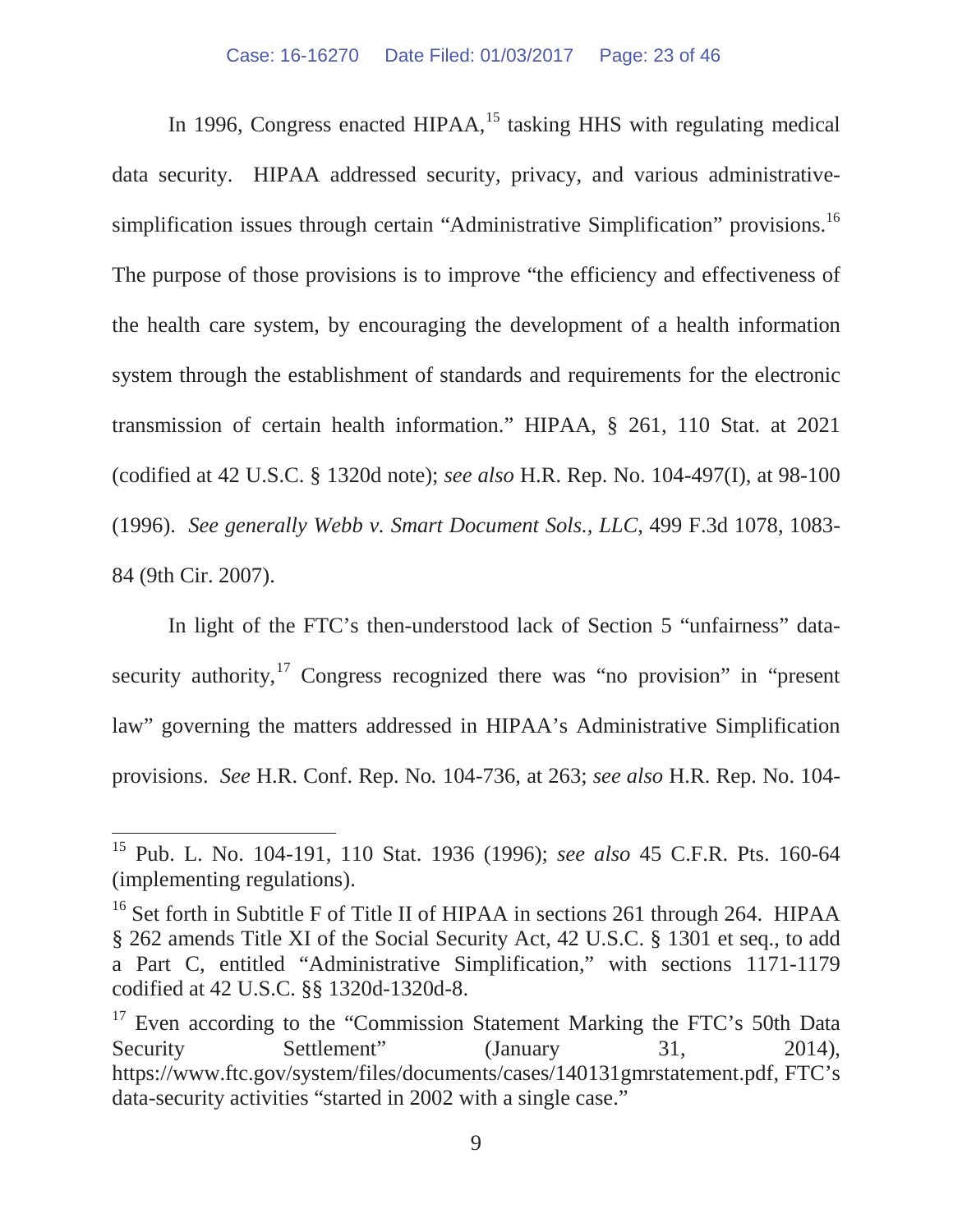In 1996, Congress enacted HIPAA,[15] tasking HHS with regulating medical data security. HIPAA addressed security, privacy, and various administrative-simplification issues through certain "Administrative Simplification" provisions.[16] The purpose of those provisions is to improve "the efficiency and effectiveness of the health care system, by encouraging the development of a health information system through the establishment of standards and requirements for the electronic transmission of certain health information." HIPAA, § 261, 110 Stat. at 2021 (codified at 42 U.S.C. § 1320d note); *see also* H.R. Rep. No. 104-497(I), at 98-100 (1996). *See generally Webb v. Smart Document Sols., LLC*, 499 F.3d 1078, 1083-84 (9th Cir. 2007).

In light of the FTC's then-understood lack of Section 5 "unfairness" data-security authority,[17] Congress recognized there was "no provision" in "present law" governing the matters addressed in HIPAA's Administrative Simplification provisions. *See* H.R. Conf. Rep. No. 104-736, at 263; *see also* H.R. Rep. No. 104-

---

[15] Pub. L. No. 104-191, 110 Stat. 1936 (1996); *see also* 45 C.F.R. Pts. 160-64 (implementing regulations).

[16] Set forth in Subtitle F of Title II of HIPAA in sections 261 through 264. HIPAA § 262 amends Title XI of the Social Security Act, 42 U.S.C. § 1301 et seq., to add a Part C, entitled "Administrative Simplification," with sections 1171-1179 codified at 42 U.S.C. §§ 1320d-1320d-8.

[17] Even according to the "Commission Statement Marking the FTC's 50th Data Security Settlement" (January 31, 2014), https://www.ftc.gov/system/files/documents/cases/140131gmrstatement.pdf, FTC's data-security activities "started in 2002 with a single case."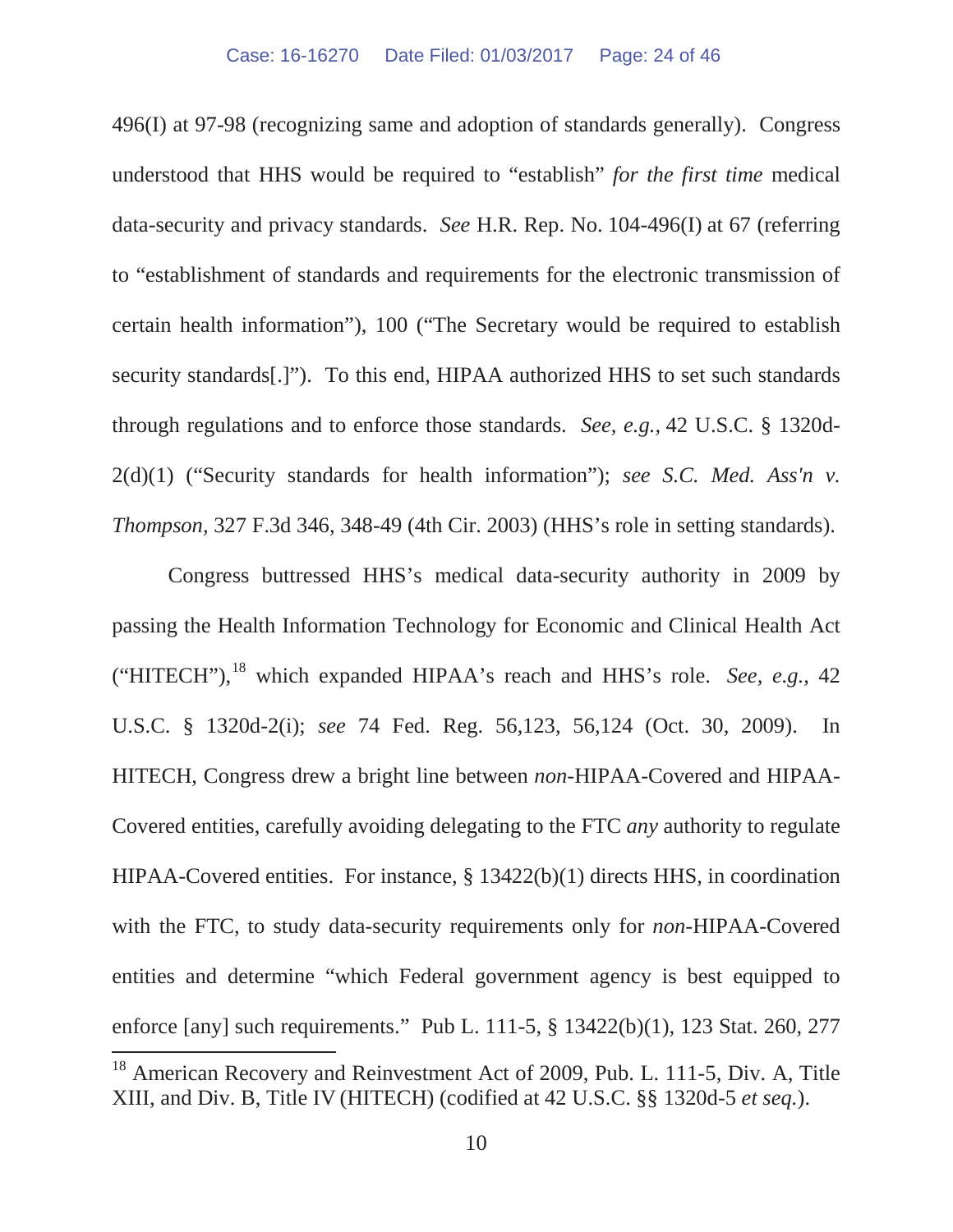496(I) at 97-98 (recognizing same and adoption of standards generally). Congress understood that HHS would be required to "establish" *for the first time* medical data-security and privacy standards. *See* H.R. Rep. No. 104-496(I) at 67 (referring to "establishment of standards and requirements for the electronic transmission of certain health information"), 100 ("The Secretary would be required to establish security standards[.]"). To this end, HIPAA authorized HHS to set such standards through regulations and to enforce those standards. *See, e.g.*, 42 U.S.C. § 1320d-2(d)(1) ("Security standards for health information"); *see S.C. Med. Ass'n v. Thompson*, 327 F.3d 346, 348-49 (4th Cir. 2003) (HHS's role in setting standards).

Congress buttressed HHS's medical data-security authority in 2009 by passing the Health Information Technology for Economic and Clinical Health Act ("HITECH"),[18] which expanded HIPAA's reach and HHS's role. *See, e.g.*, 42 U.S.C. § 1320d-2(i); *see* 74 Fed. Reg. 56,123, 56,124 (Oct. 30, 2009). In HITECH, Congress drew a bright line between *non*-HIPAA-Covered and HIPAA-Covered entities, carefully avoiding delegating to the FTC *any* authority to regulate HIPAA-Covered entities. For instance, § 13422(b)(1) directs HHS, in coordination with the FTC, to study data-security requirements only for *non*-HIPAA-Covered entities and determine "which Federal government agency is best equipped to enforce [any] such requirements." Pub L. 111-5, § 13422(b)(1), 123 Stat. 260, 277

[18] American Recovery and Reinvestment Act of 2009, Pub. L. 111-5, Div. A, Title XIII, and Div. B, Title IV (HITECH) (codified at 42 U.S.C. §§ 1320d-5 *et seq.*).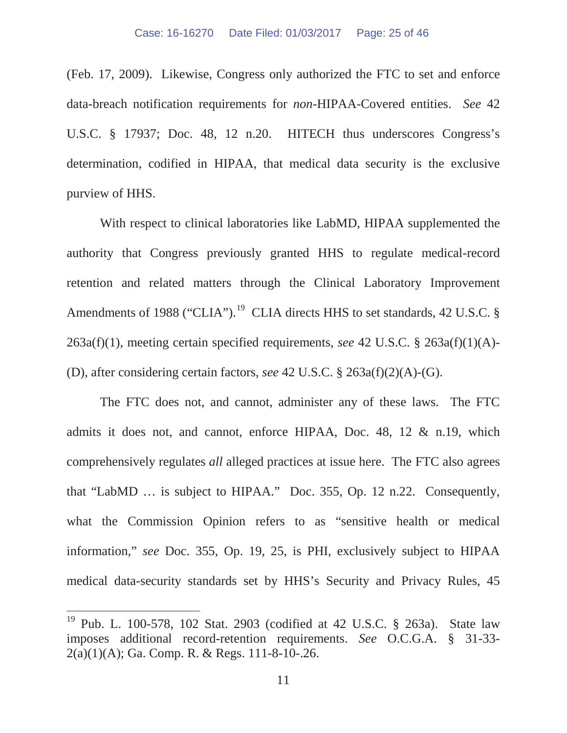(Feb. 17, 2009). Likewise, Congress only authorized the FTC to set and enforce data-breach notification requirements for *non*-HIPAA-Covered entities. *See* 42 U.S.C. § 17937; Doc. 48, 12 n.20. HITECH thus underscores Congress's determination, codified in HIPAA, that medical data security is the exclusive purview of HHS.

With respect to clinical laboratories like LabMD, HIPAA supplemented the authority that Congress previously granted HHS to regulate medical-record retention and related matters through the Clinical Laboratory Improvement Amendments of 1988 ("CLIA").[19] CLIA directs HHS to set standards, 42 U.S.C. § 263a(f)(1), meeting certain specified requirements, *see* 42 U.S.C. § 263a(f)(1)(A)-(D), after considering certain factors, *see* 42 U.S.C. § 263a(f)(2)(A)-(G).

The FTC does not, and cannot, administer any of these laws. The FTC admits it does not, and cannot, enforce HIPAA, Doc. 48, 12 & n.19, which comprehensively regulates *all* alleged practices at issue here. The FTC also agrees that "LabMD … is subject to HIPAA." Doc. 355, Op. 12 n.22. Consequently, what the Commission Opinion refers to as "sensitive health or medical information," *see* Doc. 355, Op. 19, 25, is PHI, exclusively subject to HIPAA medical data-security standards set by HHS's Security and Privacy Rules, 45

---

[19] Pub. L. 100-578, 102 Stat. 2903 (codified at 42 U.S.C. § 263a). State law imposes additional record-retention requirements. *See* O.C.G.A. § 31-33-2(a)(1)(A); Ga. Comp. R. & Regs. 111-8-10-.26.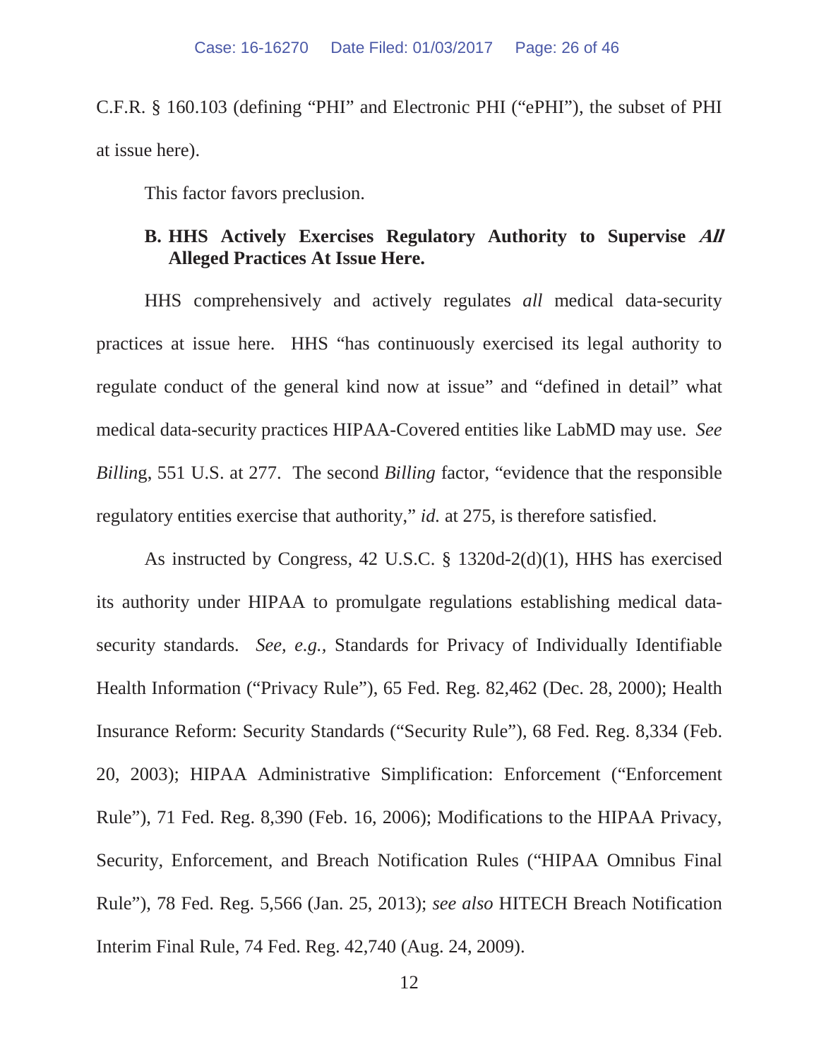C.F.R. § 160.103 (defining "PHI" and Electronic PHI ("ePHI"), the subset of PHI at issue here).

This factor favors preclusion.

### B. HHS Actively Exercises Regulatory Authority to Supervise *All* Alleged Practices At Issue Here.

HHS comprehensively and actively regulates *all* medical data-security practices at issue here. HHS "has continuously exercised its legal authority to regulate conduct of the general kind now at issue" and "defined in detail" what medical data-security practices HIPAA-Covered entities like LabMD may use. *See Billing*, 551 U.S. at 277. The second *Billing* factor, "evidence that the responsible regulatory entities exercise that authority," *id.* at 275, is therefore satisfied.

As instructed by Congress, 42 U.S.C. § 1320d-2(d)(1), HHS has exercised its authority under HIPAA to promulgate regulations establishing medical data-security standards. *See, e.g.*, Standards for Privacy of Individually Identifiable Health Information ("Privacy Rule"), 65 Fed. Reg. 82,462 (Dec. 28, 2000); Health Insurance Reform: Security Standards ("Security Rule"), 68 Fed. Reg. 8,334 (Feb. 20, 2003); HIPAA Administrative Simplification: Enforcement ("Enforcement Rule"), 71 Fed. Reg. 8,390 (Feb. 16, 2006); Modifications to the HIPAA Privacy, Security, Enforcement, and Breach Notification Rules ("HIPAA Omnibus Final Rule"), 78 Fed. Reg. 5,566 (Jan. 25, 2013); *see also* HITECH Breach Notification Interim Final Rule, 74 Fed. Reg. 42,740 (Aug. 24, 2009).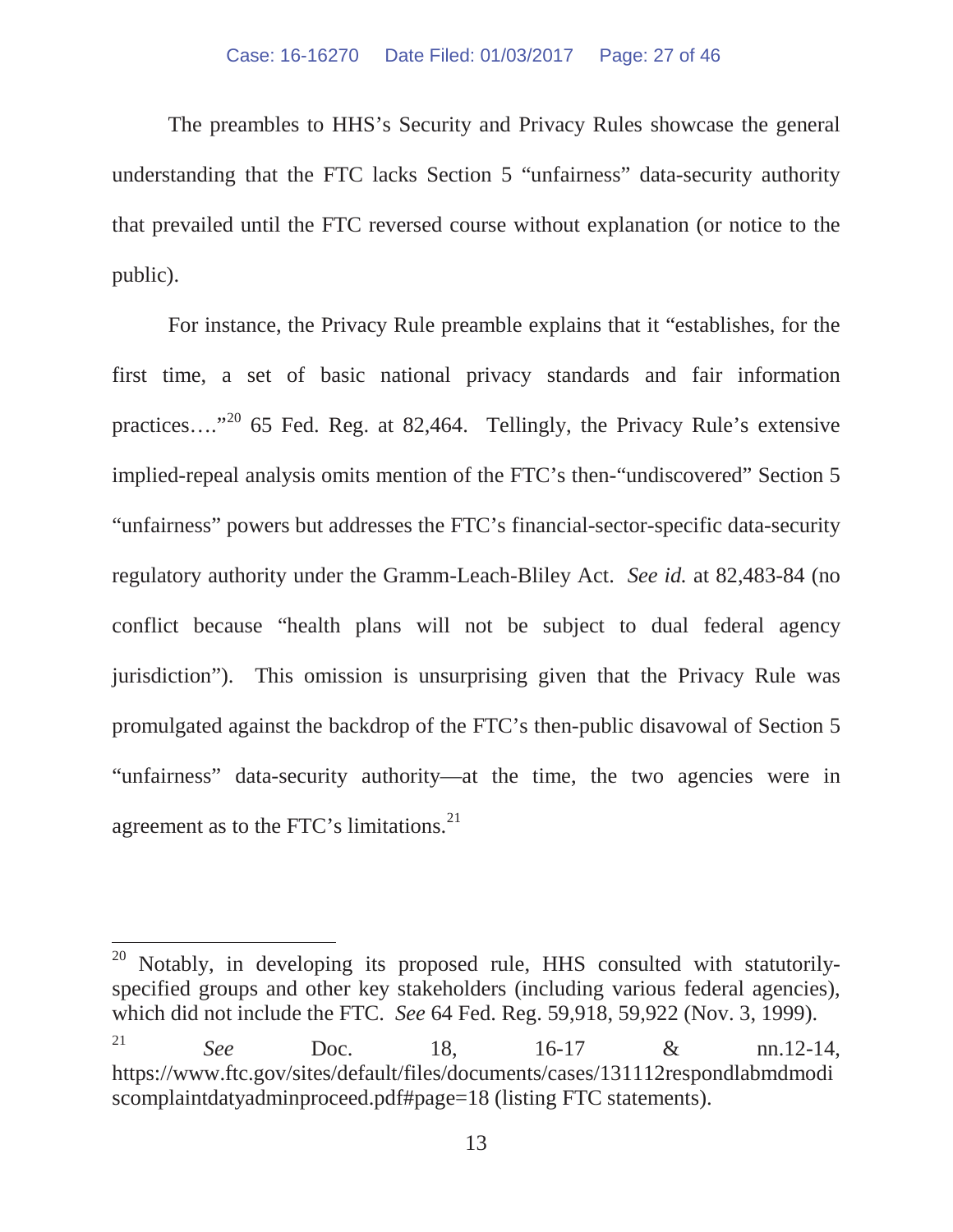The preambles to HHS's Security and Privacy Rules showcase the general understanding that the FTC lacks Section 5 "unfairness" data-security authority that prevailed until the FTC reversed course without explanation (or notice to the public).

For instance, the Privacy Rule preamble explains that it "establishes, for the first time, a set of basic national privacy standards and fair information practices…."[20] 65 Fed. Reg. at 82,464. Tellingly, the Privacy Rule's extensive implied-repeal analysis omits mention of the FTC's then-"undiscovered" Section 5 "unfairness" powers but addresses the FTC's financial-sector-specific data-security regulatory authority under the Gramm-Leach-Bliley Act. *See id.* at 82,483-84 (no conflict because "health plans will not be subject to dual federal agency jurisdiction"). This omission is unsurprising given that the Privacy Rule was promulgated against the backdrop of the FTC's then-public disavowal of Section 5 "unfairness" data-security authority—at the time, the two agencies were in agreement as to the FTC's limitations.[21]

---

[20] Notably, in developing its proposed rule, HHS consulted with statutorily-specified groups and other key stakeholders (including various federal agencies), which did not include the FTC. *See* 64 Fed. Reg. 59,918, 59,922 (Nov. 3, 1999).

[21] *See* Doc. 18, 16-17 & nn.12-14, https://www.ftc.gov/sites/default/files/documents/cases/131112respondlabmdmodiscomplaintdatyadminproceed.pdf#page=18 (listing FTC statements).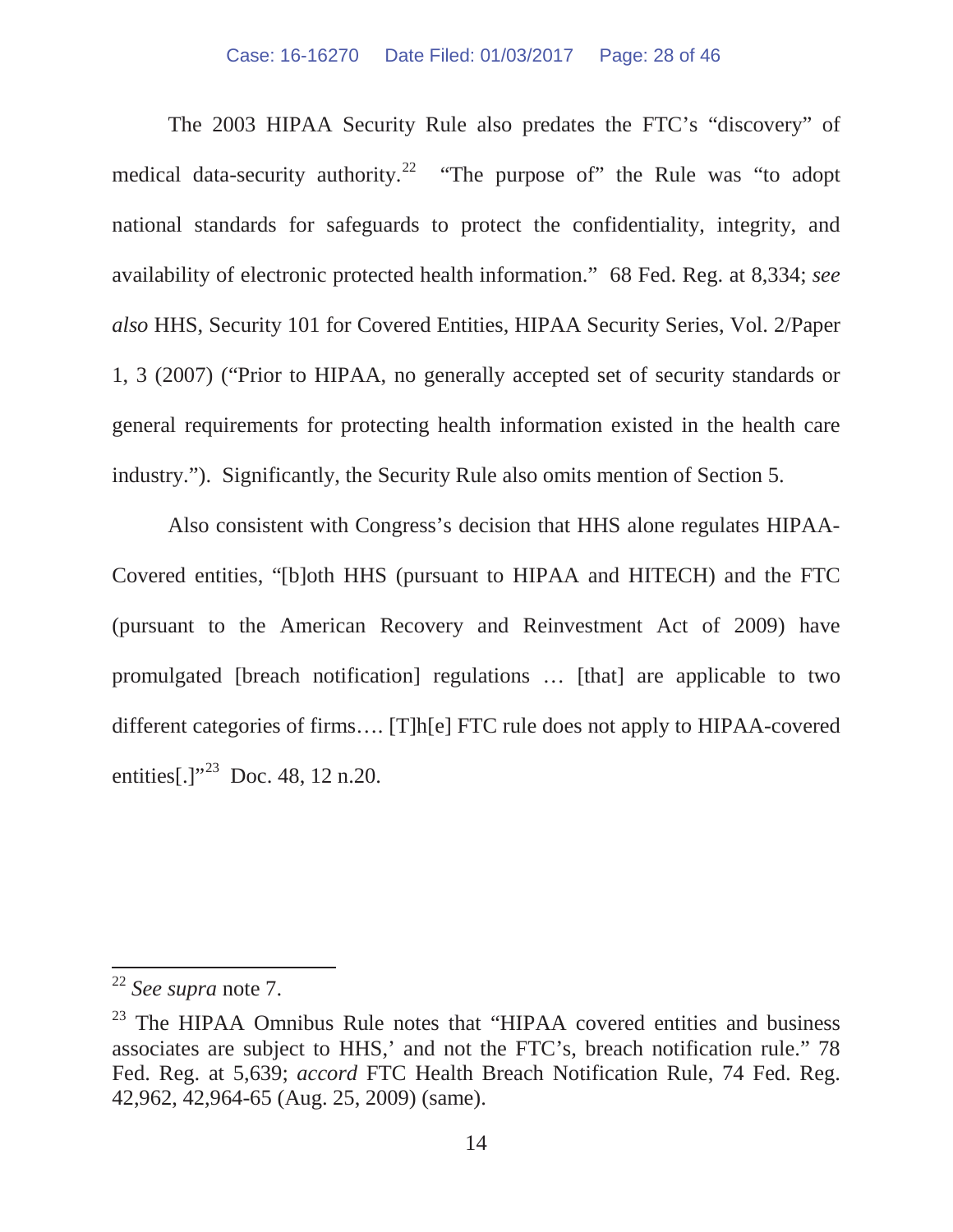The 2003 HIPAA Security Rule also predates the FTC's "discovery" of medical data-security authority.[22] "The purpose of" the Rule was "to adopt national standards for safeguards to protect the confidentiality, integrity, and availability of electronic protected health information." 68 Fed. Reg. at 8,334; *see also* HHS, Security 101 for Covered Entities, HIPAA Security Series, Vol. 2/Paper 1, 3 (2007) ("Prior to HIPAA, no generally accepted set of security standards or general requirements for protecting health information existed in the health care industry."). Significantly, the Security Rule also omits mention of Section 5.

Also consistent with Congress's decision that HHS alone regulates HIPAA-Covered entities, "[b]oth HHS (pursuant to HIPAA and HITECH) and the FTC (pursuant to the American Recovery and Reinvestment Act of 2009) have promulgated [breach notification] regulations … [that] are applicable to two different categories of firms…. [T]h[e] FTC rule does not apply to HIPAA-covered entities[.]"[23] Doc. 48, 12 n.20.

---

[22] *See supra* note 7.

[23] The HIPAA Omnibus Rule notes that "HIPAA covered entities and business associates are subject to HHS,' and not the FTC's, breach notification rule." 78 Fed. Reg. at 5,639; *accord* FTC Health Breach Notification Rule, 74 Fed. Reg. 42,962, 42,964-65 (Aug. 25, 2009) (same).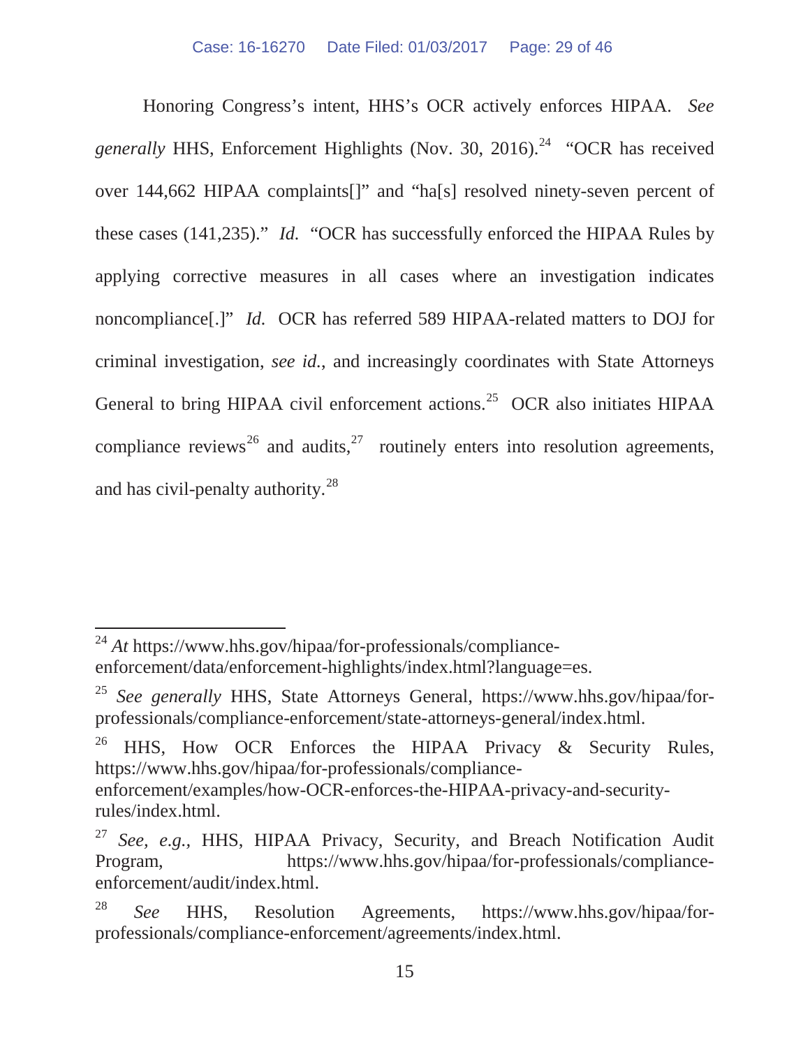Honoring Congress's intent, HHS's OCR actively enforces HIPAA. *See generally* HHS, Enforcement Highlights (Nov. 30, 2016).[24] "OCR has received over 144,662 HIPAA complaints[]" and "ha[s] resolved ninety-seven percent of these cases (141,235)." *Id.* "OCR has successfully enforced the HIPAA Rules by applying corrective measures in all cases where an investigation indicates noncompliance[.]" *Id.* OCR has referred 589 HIPAA-related matters to DOJ for criminal investigation, *see id.*, and increasingly coordinates with State Attorneys General to bring HIPAA civil enforcement actions.[25] OCR also initiates HIPAA compliance reviews[26] and audits,[27] routinely enters into resolution agreements, and has civil-penalty authority.[28]

---

[24] *At* https://www.hhs.gov/hipaa/for-professionals/compliance-enforcement/data/enforcement-highlights/index.html?language=es.

[25] *See generally* HHS, State Attorneys General, https://www.hhs.gov/hipaa/for-professionals/compliance-enforcement/state-attorneys-general/index.html.

[26] HHS, How OCR Enforces the HIPAA Privacy & Security Rules, https://www.hhs.gov/hipaa/for-professionals/compliance-enforcement/examples/how-OCR-enforces-the-HIPAA-privacy-and-security-rules/index.html.

[27] *See, e.g.*, HHS, HIPAA Privacy, Security, and Breach Notification Audit Program, https://www.hhs.gov/hipaa/for-professionals/compliance-enforcement/audit/index.html.

[28] *See* HHS, Resolution Agreements, https://www.hhs.gov/hipaa/for-professionals/compliance-enforcement/agreements/index.html.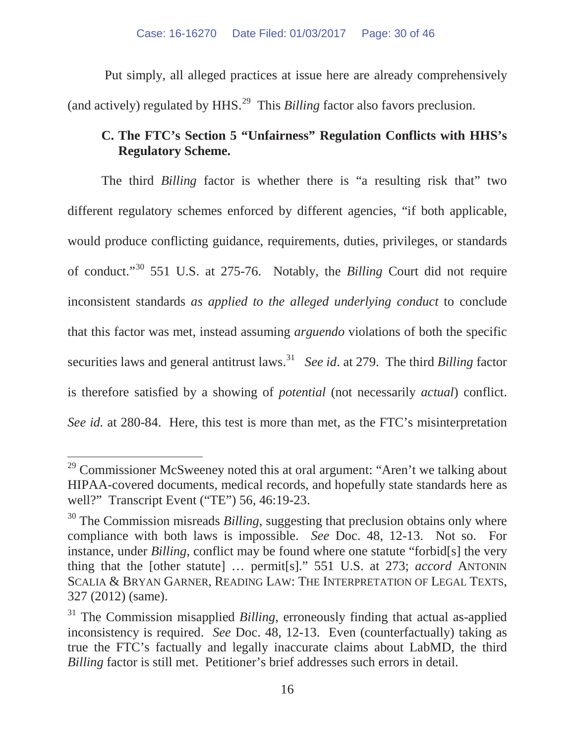Put simply, all alleged practices at issue here are already comprehensively (and actively) regulated by HHS.[29] This *Billing* factor also favors preclusion.

### C. The FTC's Section 5 "Unfairness" Regulation Conflicts with HHS's Regulatory Scheme.

The third *Billing* factor is whether there is "a resulting risk that" two different regulatory schemes enforced by different agencies, "if both applicable, would produce conflicting guidance, requirements, duties, privileges, or standards of conduct."[30] 551 U.S. at 275-76. Notably, the *Billing* Court did not require inconsistent standards *as applied to the alleged underlying conduct* to conclude that this factor was met, instead assuming *arguendo* violations of both the specific securities laws and general antitrust laws.[31] *See id*. at 279. The third *Billing* factor is therefore satisfied by a showing of *potential* (not necessarily *actual*) conflict. *See id.* at 280-84. Here, this test is more than met, as the FTC's misinterpretation

---

[29] Commissioner McSweeney noted this at oral argument: "Aren't we talking about HIPAA-covered documents, medical records, and hopefully state standards here as well?" Transcript Event ("TE") 56, 46:19-23.

[30] The Commission misreads *Billing*, suggesting that preclusion obtains only where compliance with both laws is impossible. *See* Doc. 48, 12-13. Not so. For instance, under *Billing*, conflict may be found where one statute "forbid[s] the very thing that the [other statute] … permit[s]." 551 U.S. at 273; *accord* ANTONIN SCALIA & BRYAN GARNER, READING LAW: THE INTERPRETATION OF LEGAL TEXTS, 327 (2012) (same).

[31] The Commission misapplied *Billing*, erroneously finding that actual as-applied inconsistency is required. *See* Doc. 48, 12-13. Even (counterfactually) taking as true the FTC's factually and legally inaccurate claims about LabMD, the third *Billing* factor is still met. Petitioner's brief addresses such errors in detail.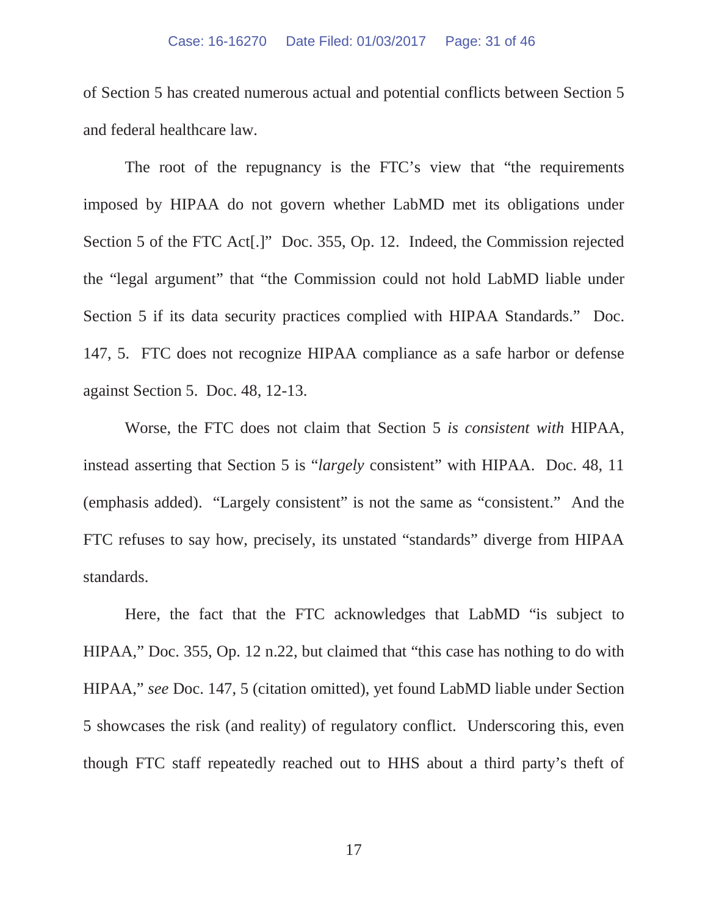of Section 5 has created numerous actual and potential conflicts between Section 5 and federal healthcare law.

The root of the repugnancy is the FTC's view that "the requirements imposed by HIPAA do not govern whether LabMD met its obligations under Section 5 of the FTC Act[.]" Doc. 355, Op. 12. Indeed, the Commission rejected the "legal argument" that "the Commission could not hold LabMD liable under Section 5 if its data security practices complied with HIPAA Standards." Doc. 147, 5. FTC does not recognize HIPAA compliance as a safe harbor or defense against Section 5. Doc. 48, 12-13.

Worse, the FTC does not claim that Section 5 *is consistent with* HIPAA, instead asserting that Section 5 is "*largely* consistent" with HIPAA. Doc. 48, 11 (emphasis added). "Largely consistent" is not the same as "consistent." And the FTC refuses to say how, precisely, its unstated "standards" diverge from HIPAA standards.

Here, the fact that the FTC acknowledges that LabMD "is subject to HIPAA," Doc. 355, Op. 12 n.22, but claimed that "this case has nothing to do with HIPAA," *see* Doc. 147, 5 (citation omitted), yet found LabMD liable under Section 5 showcases the risk (and reality) of regulatory conflict. Underscoring this, even though FTC staff repeatedly reached out to HHS about a third party's theft of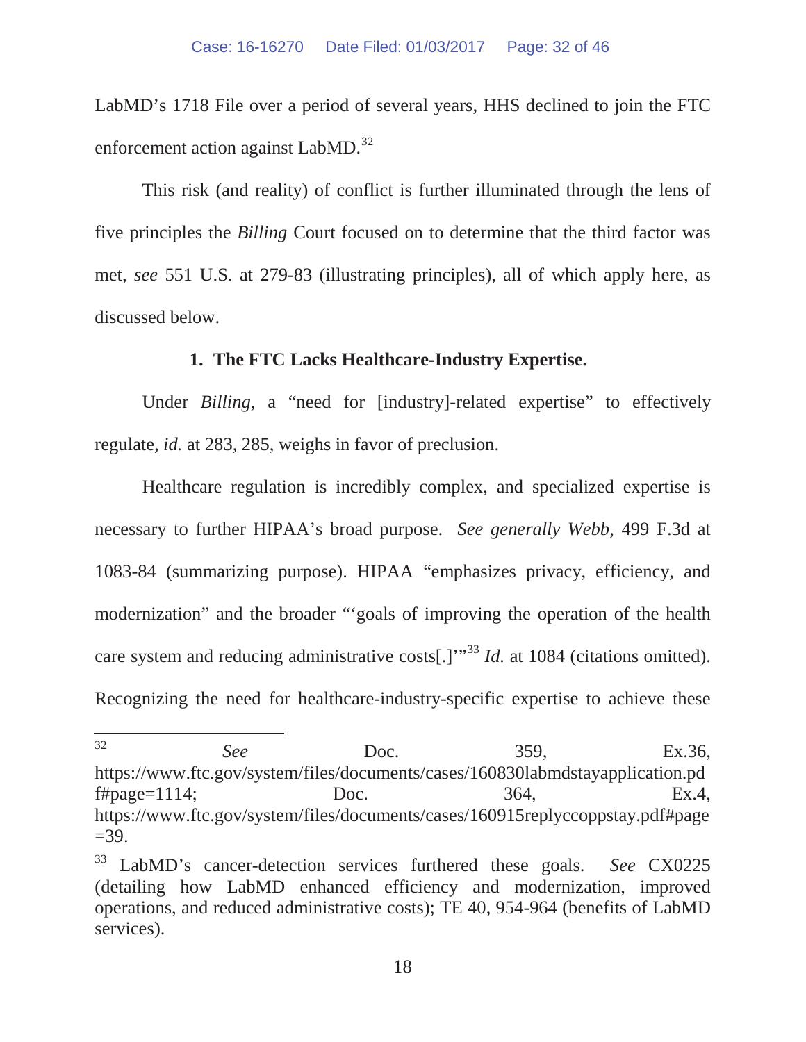LabMD's 1718 File over a period of several years, HHS declined to join the FTC enforcement action against LabMD.[32]

This risk (and reality) of conflict is further illuminated through the lens of five principles the *Billing* Court focused on to determine that the third factor was met, *see* 551 U.S. at 279-83 (illustrating principles), all of which apply here, as discussed below.

**1. The FTC Lacks Healthcare-Industry Expertise.**

Under *Billing*, a "need for [industry]-related expertise" to effectively regulate, *id.* at 283, 285, weighs in favor of preclusion.

Healthcare regulation is incredibly complex, and specialized expertise is necessary to further HIPAA's broad purpose. *See generally Webb*, 499 F.3d at 1083-84 (summarizing purpose). HIPAA "emphasizes privacy, efficiency, and modernization" and the broader "'goals of improving the operation of the health care system and reducing administrative costs[.]'"[33] *Id.* at 1084 (citations omitted). Recognizing the need for healthcare-industry-specific expertise to achieve these

---

[32] *See* Doc. 359, Ex.36, https://www.ftc.gov/system/files/documents/cases/160830labmdstayapplication.pdf#page=1114; Doc. 364, Ex.4, https://www.ftc.gov/system/files/documents/cases/160915replyccoppstay.pdf#page=39.

[33] LabMD's cancer-detection services furthered these goals. *See* CX0225 (detailing how LabMD enhanced efficiency and modernization, improved operations, and reduced administrative costs); TE 40, 954-964 (benefits of LabMD services).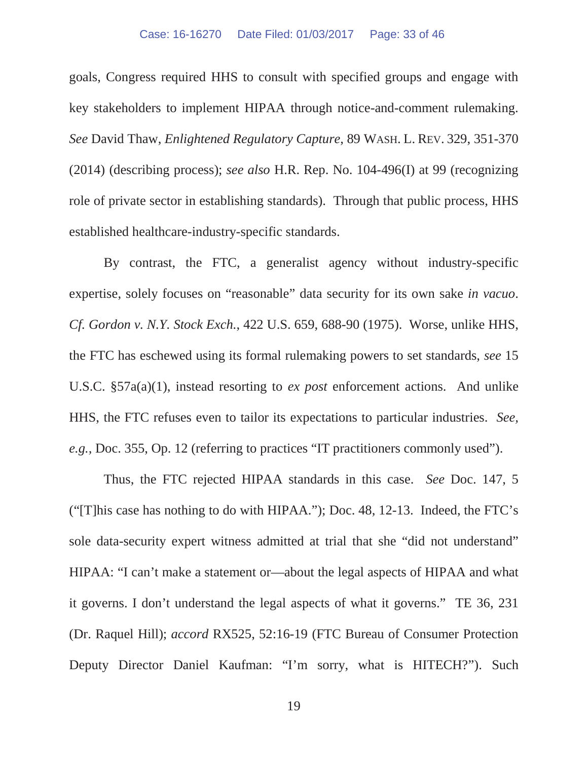goals, Congress required HHS to consult with specified groups and engage with key stakeholders to implement HIPAA through notice-and-comment rulemaking. *See* David Thaw, *Enlightened Regulatory Capture*, 89 WASH. L. REV. 329, 351-370 (2014) (describing process); *see also* H.R. Rep. No. 104-496(I) at 99 (recognizing role of private sector in establishing standards). Through that public process, HHS established healthcare-industry-specific standards.

By contrast, the FTC, a generalist agency without industry-specific expertise, solely focuses on "reasonable" data security for its own sake *in vacuo*. *Cf. Gordon v. N.Y. Stock Exch.*, 422 U.S. 659, 688-90 (1975). Worse, unlike HHS, the FTC has eschewed using its formal rulemaking powers to set standards, *see* 15 U.S.C. §57a(a)(1), instead resorting to *ex post* enforcement actions. And unlike HHS, the FTC refuses even to tailor its expectations to particular industries. *See, e.g.*, Doc. 355, Op. 12 (referring to practices "IT practitioners commonly used").

Thus, the FTC rejected HIPAA standards in this case. *See* Doc. 147, 5 ("[T]his case has nothing to do with HIPAA."); Doc. 48, 12-13. Indeed, the FTC's sole data-security expert witness admitted at trial that she "did not understand" HIPAA: "I can't make a statement or—about the legal aspects of HIPAA and what it governs. I don't understand the legal aspects of what it governs." TE 36, 231 (Dr. Raquel Hill); *accord* RX525, 52:16-19 (FTC Bureau of Consumer Protection Deputy Director Daniel Kaufman: "I'm sorry, what is HITECH?"). Such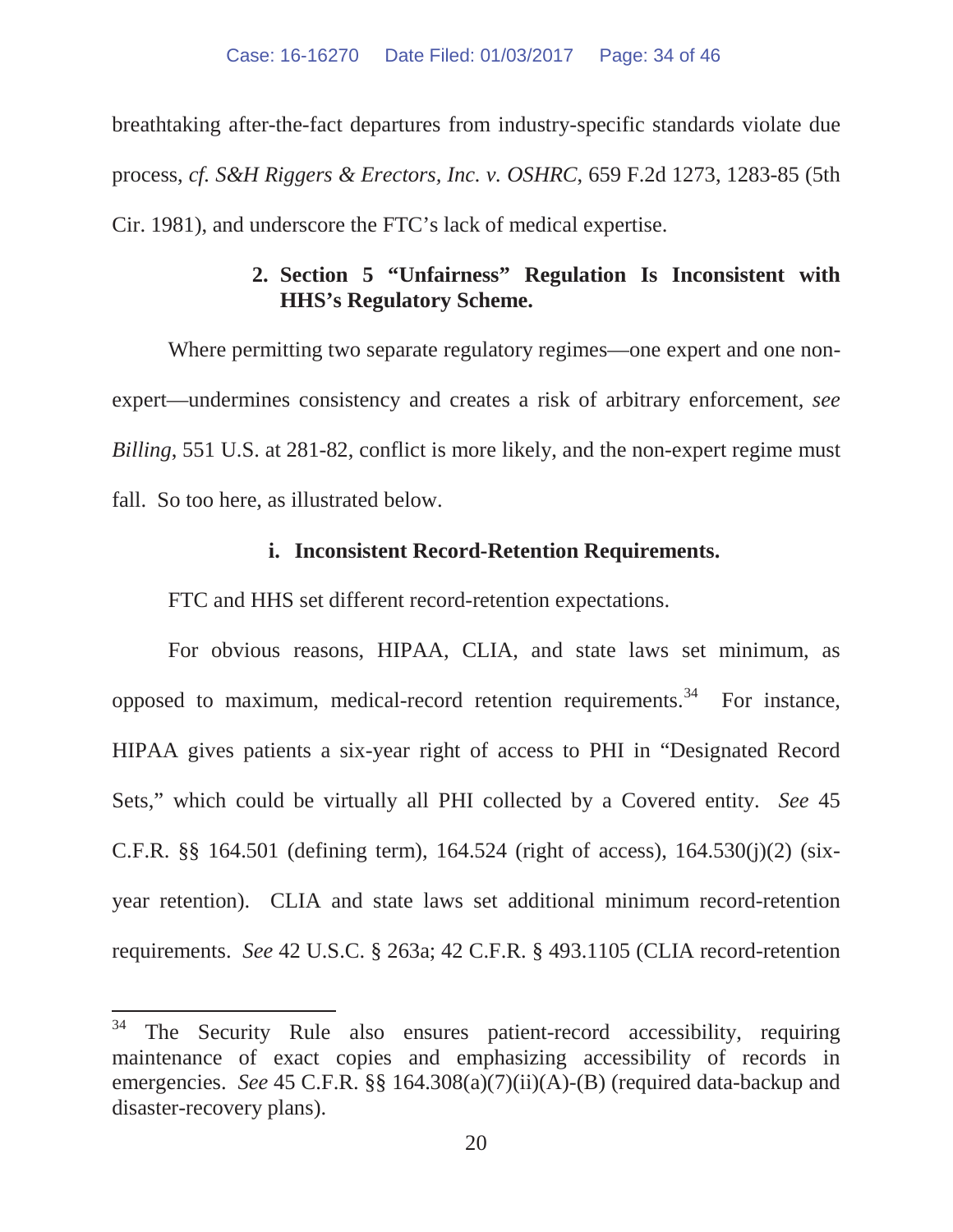breathtaking after-the-fact departures from industry-specific standards violate due process, *cf. S&H Riggers & Erectors, Inc. v. OSHRC*, 659 F.2d 1273, 1283-85 (5th Cir. 1981), and underscore the FTC's lack of medical expertise.

### 2. Section 5 "Unfairness" Regulation Is Inconsistent with HHS's Regulatory Scheme.

Where permitting two separate regulatory regimes—one expert and one non-expert—undermines consistency and creates a risk of arbitrary enforcement, *see Billing*, 551 U.S. at 281-82, conflict is more likely, and the non-expert regime must fall. So too here, as illustrated below.

#### i. Inconsistent Record-Retention Requirements.

FTC and HHS set different record-retention expectations.

For obvious reasons, HIPAA, CLIA, and state laws set minimum, as opposed to maximum, medical-record retention requirements.[34] For instance, HIPAA gives patients a six-year right of access to PHI in "Designated Record Sets," which could be virtually all PHI collected by a Covered entity. *See* 45 C.F.R. §§ 164.501 (defining term), 164.524 (right of access), 164.530(j)(2) (six-year retention). CLIA and state laws set additional minimum record-retention requirements. *See* 42 U.S.C. § 263a; 42 C.F.R. § 493.1105 (CLIA record-retention

---

[34] The Security Rule also ensures patient-record accessibility, requiring maintenance of exact copies and emphasizing accessibility of records in emergencies. *See* 45 C.F.R. §§ 164.308(a)(7)(ii)(A)-(B) (required data-backup and disaster-recovery plans).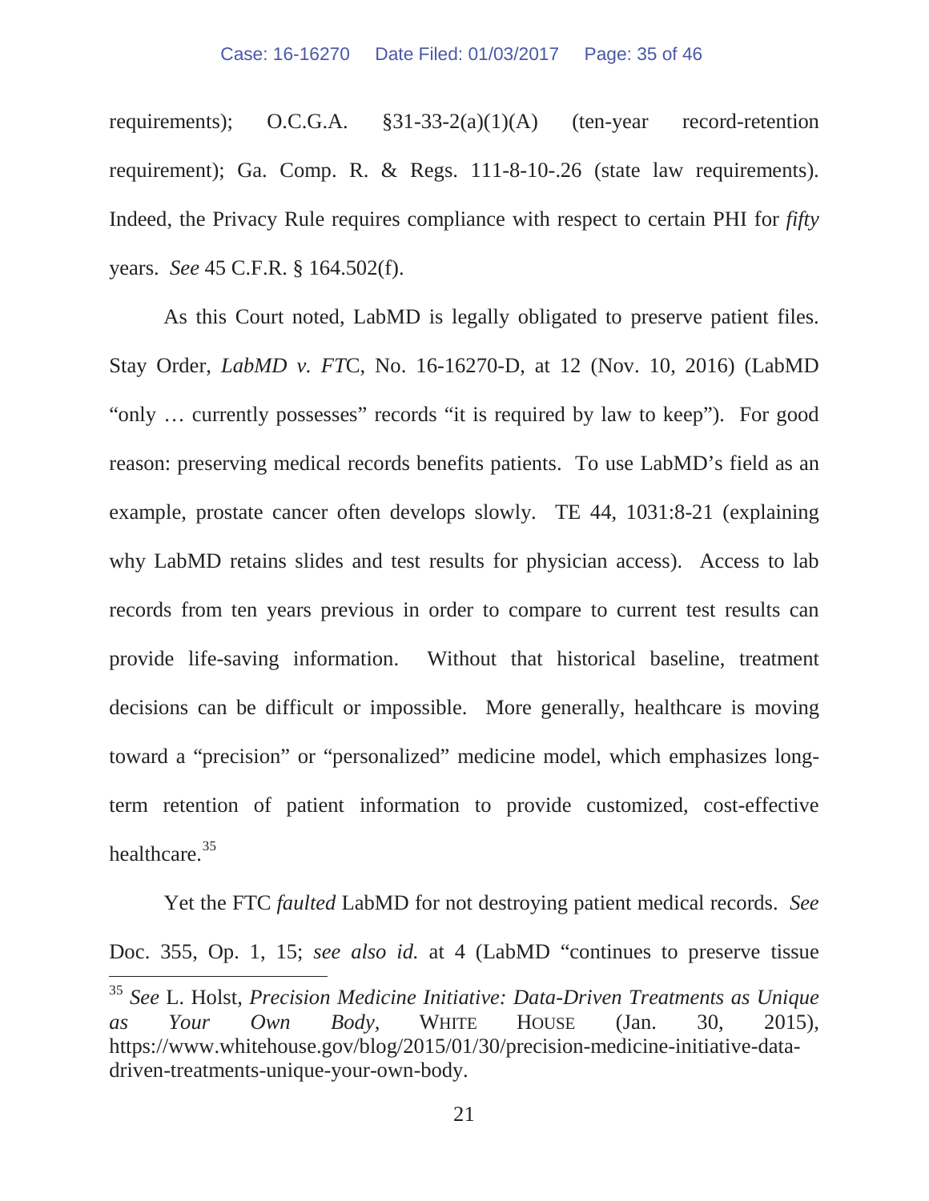requirements); O.C.G.A. §31-33-2(a)(1)(A) (ten-year record-retention requirement); Ga. Comp. R. & Regs. 111-8-10-.26 (state law requirements). Indeed, the Privacy Rule requires compliance with respect to certain PHI for *fifty* years. *See* 45 C.F.R. § 164.502(f).

As this Court noted, LabMD is legally obligated to preserve patient files. Stay Order, *LabMD v. FTC*, No. 16-16270-D, at 12 (Nov. 10, 2016) (LabMD "only … currently possesses" records "it is required by law to keep"). For good reason: preserving medical records benefits patients. To use LabMD's field as an example, prostate cancer often develops slowly. TE 44, 1031:8-21 (explaining why LabMD retains slides and test results for physician access). Access to lab records from ten years previous in order to compare to current test results can provide life-saving information. Without that historical baseline, treatment decisions can be difficult or impossible. More generally, healthcare is moving toward a "precision" or "personalized" medicine model, which emphasizes long-term retention of patient information to provide customized, cost-effective healthcare.[35]

Yet the FTC *faulted* LabMD for not destroying patient medical records. *See* Doc. 355, Op. 1, 15; *see also id.* at 4 (LabMD "continues to preserve tissue

---

[35] *See* L. Holst, *Precision Medicine Initiative: Data-Driven Treatments as Unique as Your Own Body*, WHITE HOUSE (Jan. 30, 2015), https://www.whitehouse.gov/blog/2015/01/30/precision-medicine-initiative-data-driven-treatments-unique-your-own-body.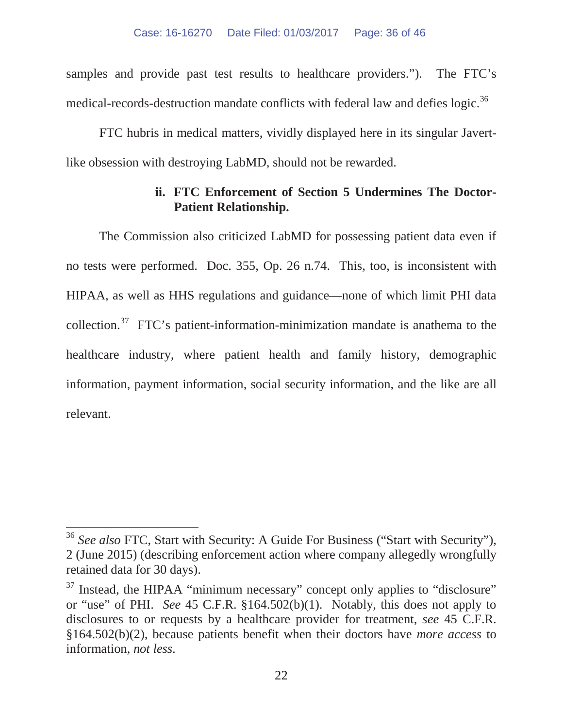samples and provide past test results to healthcare providers."). The FTC's medical-records-destruction mandate conflicts with federal law and defies logic.[36]

FTC hubris in medical matters, vividly displayed here in its singular Javert-like obsession with destroying LabMD, should not be rewarded.

**ii. FTC Enforcement of Section 5 Undermines The Doctor-Patient Relationship.**

The Commission also criticized LabMD for possessing patient data even if no tests were performed. Doc. 355, Op. 26 n.74. This, too, is inconsistent with HIPAA, as well as HHS regulations and guidance—none of which limit PHI data collection.[37] FTC's patient-information-minimization mandate is anathema to the healthcare industry, where patient health and family history, demographic information, payment information, social security information, and the like are all relevant.

---

[36] *See also* FTC, Start with Security: A Guide For Business ("Start with Security"), 2 (June 2015) (describing enforcement action where company allegedly wrongfully retained data for 30 days).

[37] Instead, the HIPAA "minimum necessary" concept only applies to "disclosure" or "use" of PHI. *See* 45 C.F.R. §164.502(b)(1). Notably, this does not apply to disclosures to or requests by a healthcare provider for treatment, *see* 45 C.F.R. §164.502(b)(2), because patients benefit when their doctors have *more access* to information, *not less*.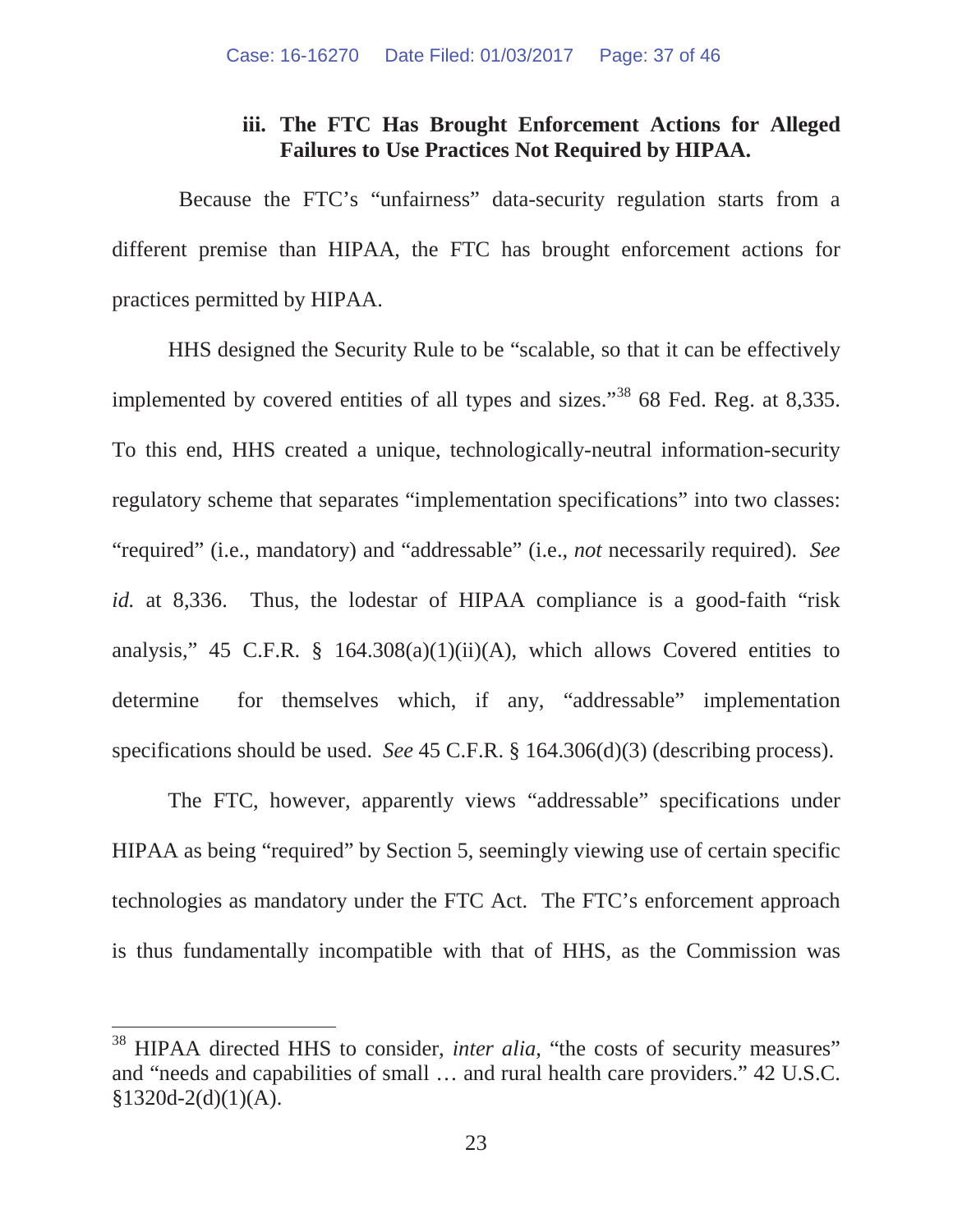### iii. The FTC Has Brought Enforcement Actions for Alleged Failures to Use Practices Not Required by HIPAA.

Because the FTC's "unfairness" data-security regulation starts from a different premise than HIPAA, the FTC has brought enforcement actions for practices permitted by HIPAA.

HHS designed the Security Rule to be "scalable, so that it can be effectively implemented by covered entities of all types and sizes."[38] 68 Fed. Reg. at 8,335. To this end, HHS created a unique, technologically-neutral information-security regulatory scheme that separates "implementation specifications" into two classes: "required" (i.e., mandatory) and "addressable" (i.e., *not* necessarily required). *See id.* at 8,336. Thus, the lodestar of HIPAA compliance is a good-faith "risk analysis," 45 C.F.R. § 164.308(a)(1)(ii)(A), which allows Covered entities to determine for themselves which, if any, "addressable" implementation specifications should be used. *See* 45 C.F.R. § 164.306(d)(3) (describing process).

The FTC, however, apparently views "addressable" specifications under HIPAA as being "required" by Section 5, seemingly viewing use of certain specific technologies as mandatory under the FTC Act. The FTC's enforcement approach is thus fundamentally incompatible with that of HHS, as the Commission was

---

[38] HIPAA directed HHS to consider, *inter alia*, "the costs of security measures" and "needs and capabilities of small … and rural health care providers." 42 U.S.C. §1320d-2(d)(1)(A).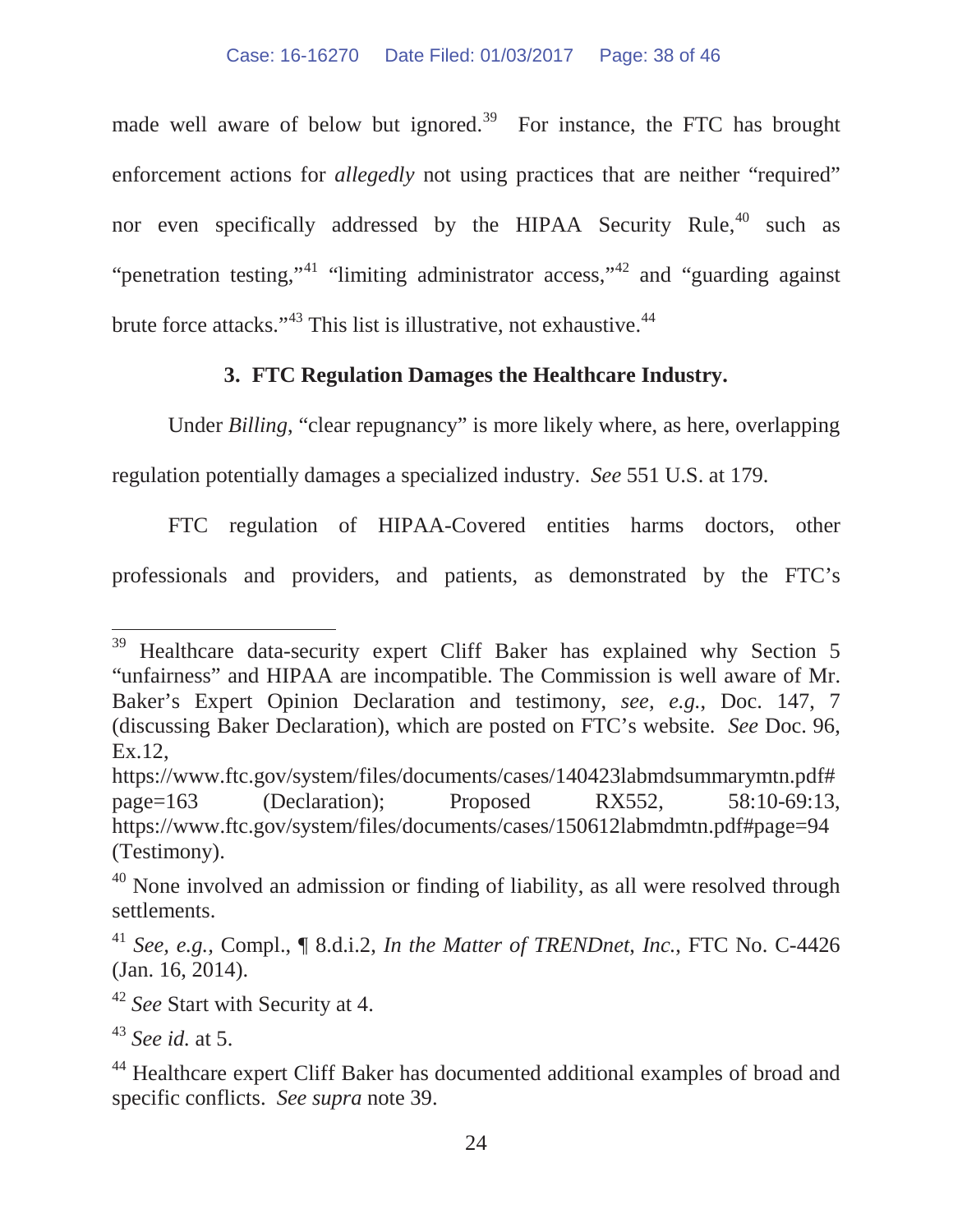made well aware of below but ignored.[39] For instance, the FTC has brought enforcement actions for *allegedly* not using practices that are neither "required" nor even specifically addressed by the HIPAA Security Rule,[40] such as "penetration testing,"[41] "limiting administrator access,"[42] and "guarding against brute force attacks."[43] This list is illustrative, not exhaustive.[44]

### 3. FTC Regulation Damages the Healthcare Industry.

Under *Billing*, "clear repugnancy" is more likely where, as here, overlapping regulation potentially damages a specialized industry. *See* 551 U.S. at 179.

FTC regulation of HIPAA-Covered entities harms doctors, other professionals and providers, and patients, as demonstrated by the FTC's

---

[39] Healthcare data-security expert Cliff Baker has explained why Section 5 "unfairness" and HIPAA are incompatible. The Commission is well aware of Mr. Baker's Expert Opinion Declaration and testimony, *see, e.g.*, Doc. 147, 7 (discussing Baker Declaration), which are posted on FTC's website. *See* Doc. 96, Ex.12, https://www.ftc.gov/system/files/documents/cases/140423labmdsummarymtn.pdf#page=163 (Declaration); Proposed RX552, 58:10-69:13, https://www.ftc.gov/system/files/documents/cases/150612labmdmtn.pdf#page=94 (Testimony).

[40] None involved an admission or finding of liability, as all were resolved through settlements.

[41] *See, e.g.*, Compl., ¶ 8.d.i.2, *In the Matter of TRENDnet, Inc.*, FTC No. C-4426 (Jan. 16, 2014).

[42] *See* Start with Security at 4.

[43] *See id.* at 5.

[44] Healthcare expert Cliff Baker has documented additional examples of broad and specific conflicts. *See supra* note 39.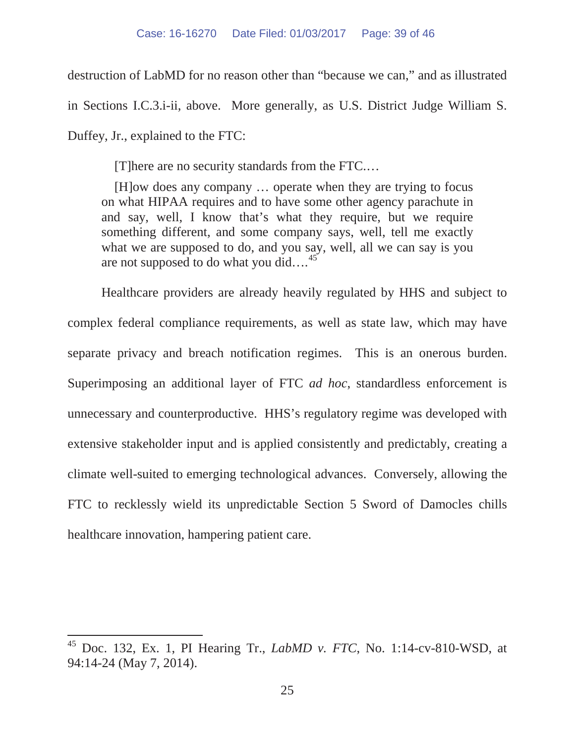destruction of LabMD for no reason other than "because we can," and as illustrated in Sections I.C.3.i-ii, above. More generally, as U.S. District Judge William S. Duffey, Jr., explained to the FTC:

> [T]here are no security standards from the FTC.…
>
> [H]ow does any company … operate when they are trying to focus on what HIPAA requires and to have some other agency parachute in and say, well, I know that's what they require, but we require something different, and some company says, well, tell me exactly what we are supposed to do, and you say, well, all we can say is you are not supposed to do what you did….[45]

Healthcare providers are already heavily regulated by HHS and subject to complex federal compliance requirements, as well as state law, which may have separate privacy and breach notification regimes. This is an onerous burden. Superimposing an additional layer of FTC *ad hoc*, standardless enforcement is unnecessary and counterproductive. HHS's regulatory regime was developed with extensive stakeholder input and is applied consistently and predictably, creating a climate well-suited to emerging technological advances. Conversely, allowing the FTC to recklessly wield its unpredictable Section 5 Sword of Damocles chills healthcare innovation, hampering patient care.

---

[45] Doc. 132, Ex. 1, PI Hearing Tr., *LabMD v. FTC*, No. 1:14-cv-810-WSD, at 94:14-24 (May 7, 2014).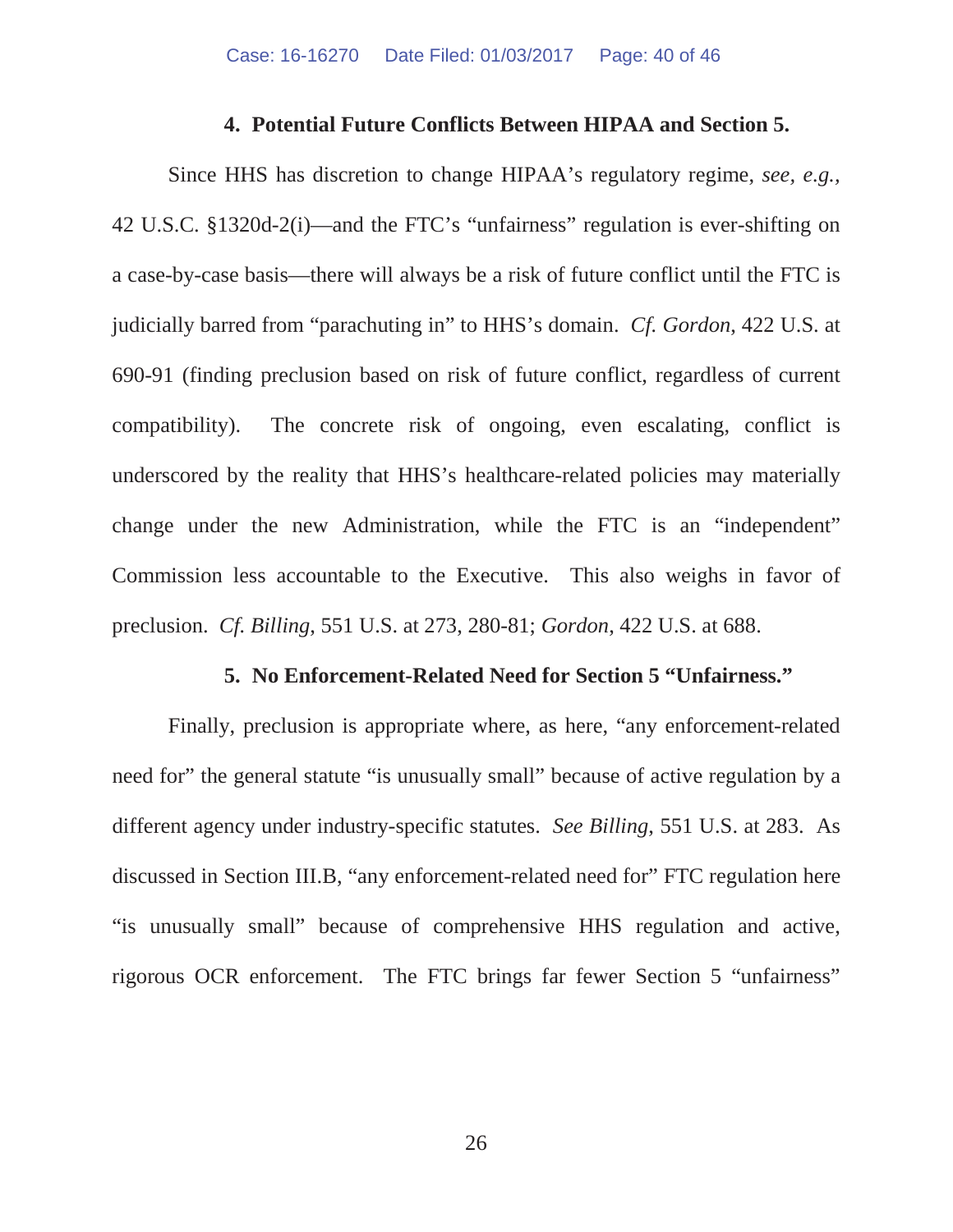#### 4. Potential Future Conflicts Between HIPAA and Section 5.

Since HHS has discretion to change HIPAA's regulatory regime, *see, e.g.*, 42 U.S.C. §1320d-2(i)—and the FTC's "unfairness" regulation is ever-shifting on a case-by-case basis—there will always be a risk of future conflict until the FTC is judicially barred from "parachuting in" to HHS's domain. *Cf. Gordon*, 422 U.S. at 690-91 (finding preclusion based on risk of future conflict, regardless of current compatibility). The concrete risk of ongoing, even escalating, conflict is underscored by the reality that HHS's healthcare-related policies may materially change under the new Administration, while the FTC is an "independent" Commission less accountable to the Executive. This also weighs in favor of preclusion. *Cf. Billing*, 551 U.S. at 273, 280-81; *Gordon*, 422 U.S. at 688.

#### 5. No Enforcement-Related Need for Section 5 "Unfairness."

Finally, preclusion is appropriate where, as here, "any enforcement-related need for" the general statute "is unusually small" because of active regulation by a different agency under industry-specific statutes. *See Billing*, 551 U.S. at 283. As discussed in Section III.B, "any enforcement-related need for" FTC regulation here "is unusually small" because of comprehensive HHS regulation and active, rigorous OCR enforcement. The FTC brings far fewer Section 5 "unfairness"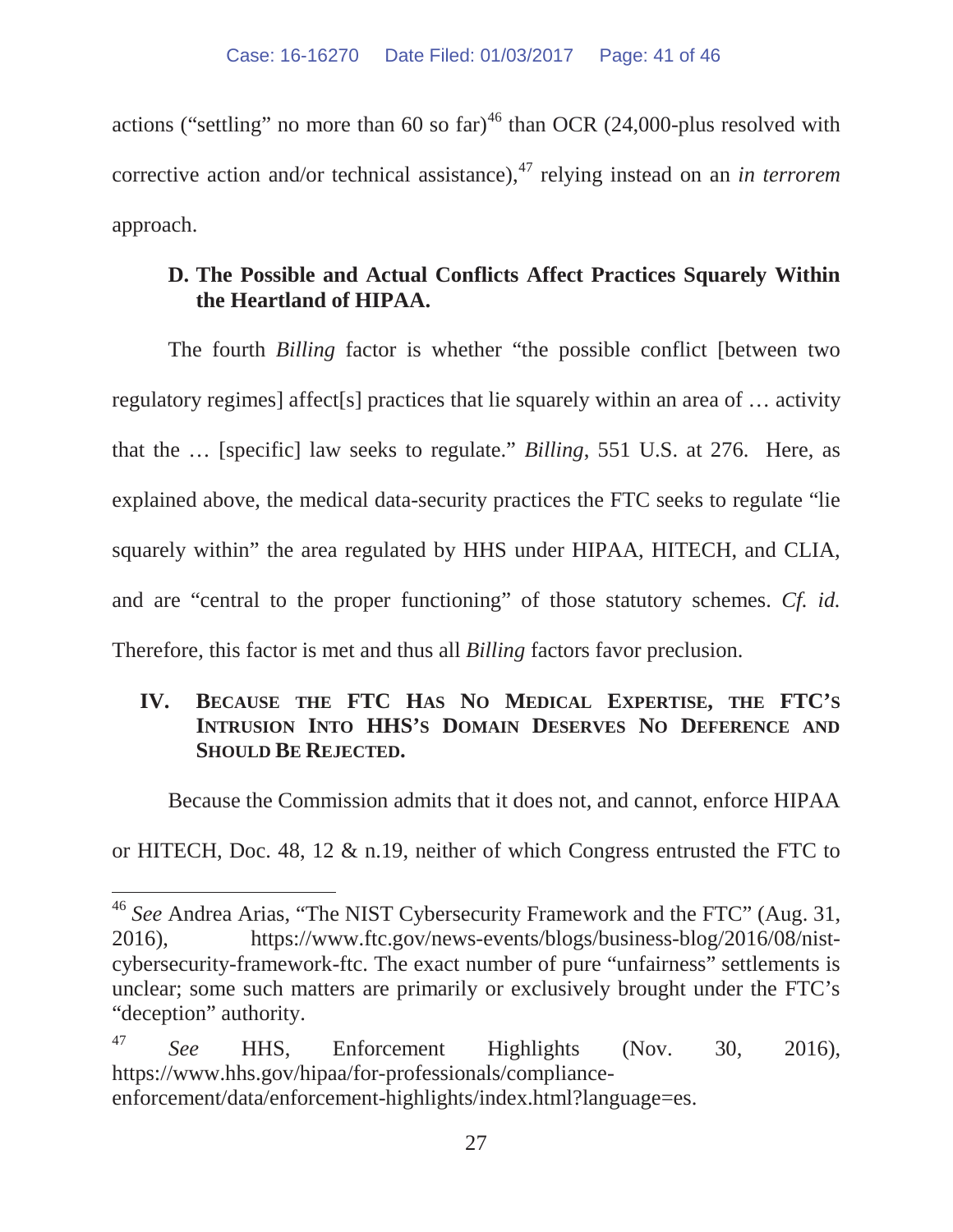actions ("settling" no more than 60 so far)[46] than OCR (24,000-plus resolved with corrective action and/or technical assistance),[47] relying instead on an *in terrorem* approach.

### D. The Possible and Actual Conflicts Affect Practices Squarely Within the Heartland of HIPAA.

The fourth *Billing* factor is whether "the possible conflict [between two regulatory regimes] affect[s] practices that lie squarely within an area of … activity that the … [specific] law seeks to regulate." *Billing*, 551 U.S. at 276. Here, as explained above, the medical data-security practices the FTC seeks to regulate "lie squarely within" the area regulated by HHS under HIPAA, HITECH, and CLIA, and are "central to the proper functioning" of those statutory schemes. *Cf. id.* Therefore, this factor is met and thus all *Billing* factors favor preclusion.

## IV. Because the FTC Has No Medical Expertise, the FTC's Intrusion Into HHS's Domain Deserves No Deference and Should Be Rejected.

Because the Commission admits that it does not, and cannot, enforce HIPAA or HITECH, Doc. 48, 12 & n.19, neither of which Congress entrusted the FTC to

---

[46] *See* Andrea Arias, "The NIST Cybersecurity Framework and the FTC" (Aug. 31, 2016), https://www.ftc.gov/news-events/blogs/business-blog/2016/08/nist-cybersecurity-framework-ftc. The exact number of pure "unfairness" settlements is unclear; some such matters are primarily or exclusively brought under the FTC's "deception" authority.

[47] *See* HHS, Enforcement Highlights (Nov. 30, 2016), https://www.hhs.gov/hipaa/for-professionals/compliance-enforcement/data/enforcement-highlights/index.html?language=es.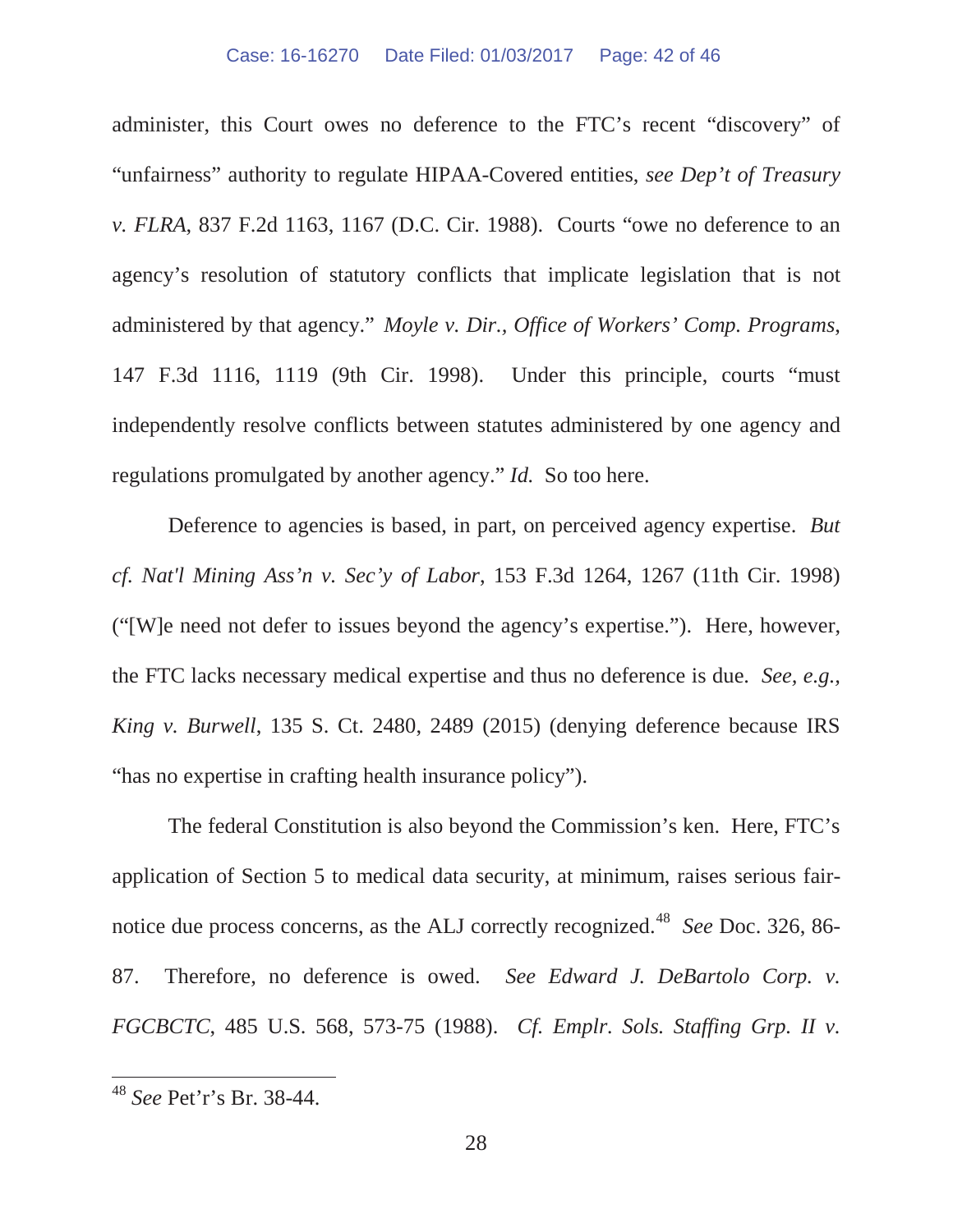administer, this Court owes no deference to the FTC's recent "discovery" of "unfairness" authority to regulate HIPAA-Covered entities, *see Dep't of Treasury v. FLRA*, 837 F.2d 1163, 1167 (D.C. Cir. 1988). Courts "owe no deference to an agency's resolution of statutory conflicts that implicate legislation that is not administered by that agency." *Moyle v. Dir., Office of Workers' Comp. Programs*, 147 F.3d 1116, 1119 (9th Cir. 1998). Under this principle, courts "must independently resolve conflicts between statutes administered by one agency and regulations promulgated by another agency." *Id.* So too here.

Deference to agencies is based, in part, on perceived agency expertise. *But cf. Nat'l Mining Ass'n v. Sec'y of Labor*, 153 F.3d 1264, 1267 (11th Cir. 1998) ("[W]e need not defer to issues beyond the agency's expertise."). Here, however, the FTC lacks necessary medical expertise and thus no deference is due. *See, e.g., King v. Burwell*, 135 S. Ct. 2480, 2489 (2015) (denying deference because IRS "has no expertise in crafting health insurance policy").

The federal Constitution is also beyond the Commission's ken. Here, FTC's application of Section 5 to medical data security, at minimum, raises serious fair-notice due process concerns, as the ALJ correctly recognized.[48] *See* Doc. 326, 86-87. Therefore, no deference is owed. *See Edward J. DeBartolo Corp. v. FGCBCTC*, 485 U.S. 568, 573-75 (1988). *Cf. Emplr. Sols. Staffing Grp. II v.*

---

[48] *See* Pet'r's Br. 38-44.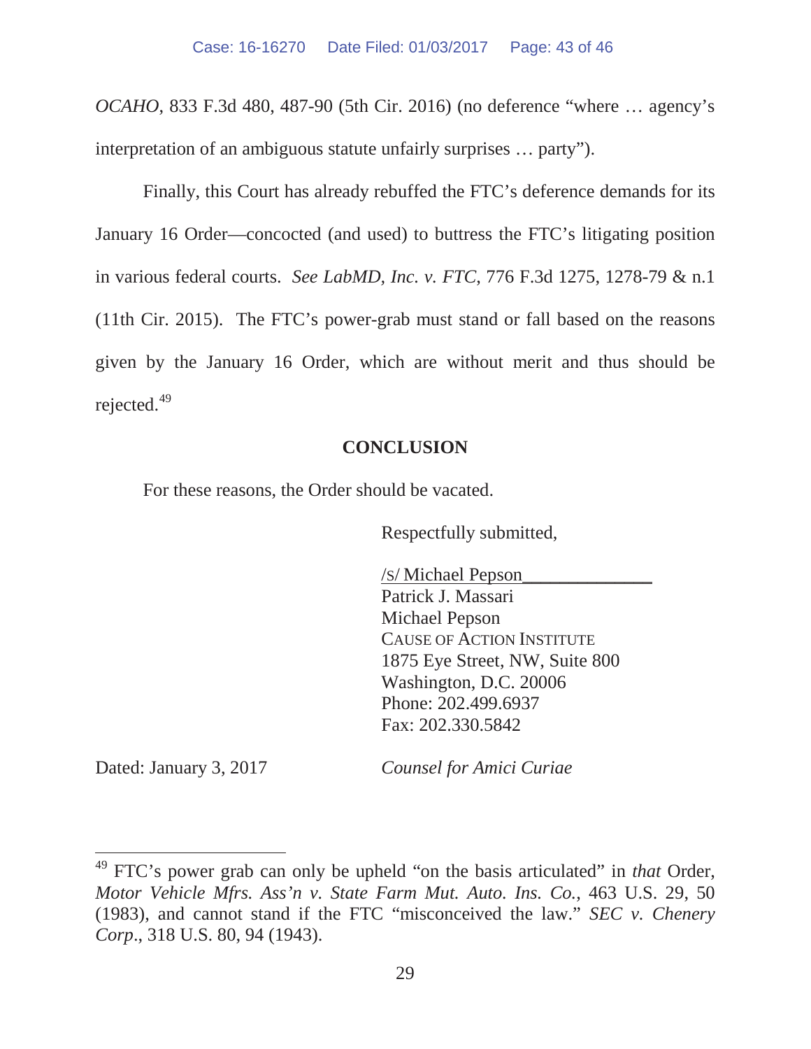*OCAHO*, 833 F.3d 480, 487-90 (5th Cir. 2016) (no deference "where … agency's interpretation of an ambiguous statute unfairly surprises … party").

Finally, this Court has already rebuffed the FTC's deference demands for its January 16 Order—concocted (and used) to buttress the FTC's litigating position in various federal courts. *See LabMD, Inc. v. FTC*, 776 F.3d 1275, 1278-79 & n.1 (11th Cir. 2015). The FTC's power-grab must stand or fall based on the reasons given by the January 16 Order, which are without merit and thus should be rejected.[49]

## CONCLUSION

For these reasons, the Order should be vacated.

Respectfully submitted,

/s/ Michael Pepson______________
Patrick J. Massari
Michael Pepson
CAUSE OF ACTION INSTITUTE
1875 Eye Street, NW, Suite 800
Washington, D.C. 20006
Phone: 202.499.6937
Fax: 202.330.5842

Dated: January 3, 2017

*Counsel for Amici Curiae*

---

[49] FTC's power grab can only be upheld "on the basis articulated" in *that* Order, *Motor Vehicle Mfrs. Ass'n v. State Farm Mut. Auto. Ins. Co.*, 463 U.S. 29, 50 (1983), and cannot stand if the FTC "misconceived the law." *SEC v. Chenery Corp*., 318 U.S. 80, 94 (1943).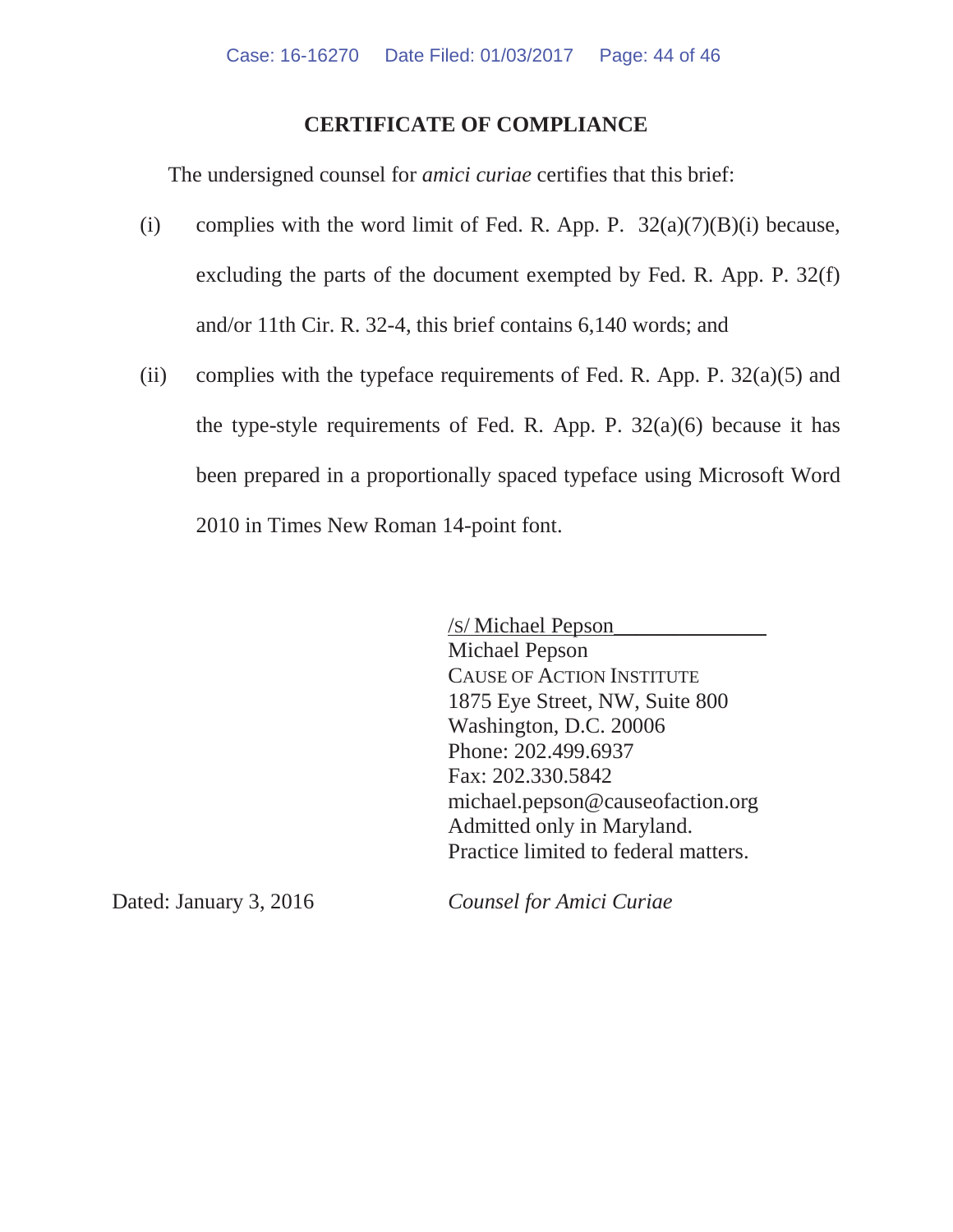## CERTIFICATE OF COMPLIANCE

The undersigned counsel for *amici curiae* certifies that this brief:

(i) complies with the word limit of Fed. R. App. P. 32(a)(7)(B)(i) because, excluding the parts of the document exempted by Fed. R. App. P. 32(f) and/or 11th Cir. R. 32-4, this brief contains 6,140 words; and

(ii) complies with the typeface requirements of Fed. R. App. P. 32(a)(5) and the type-style requirements of Fed. R. App. P. 32(a)(6) because it has been prepared in a proportionally spaced typeface using Microsoft Word 2010 in Times New Roman 14-point font.

/s/ Michael Pepson
Michael Pepson
CAUSE OF ACTION INSTITUTE
1875 Eye Street, NW, Suite 800
Washington, D.C. 20006
Phone: 202.499.6937
Fax: 202.330.5842
michael.pepson@causeofaction.org
Admitted only in Maryland.
Practice limited to federal matters.

Dated: January 3, 2016

*Counsel for Amici Curiae*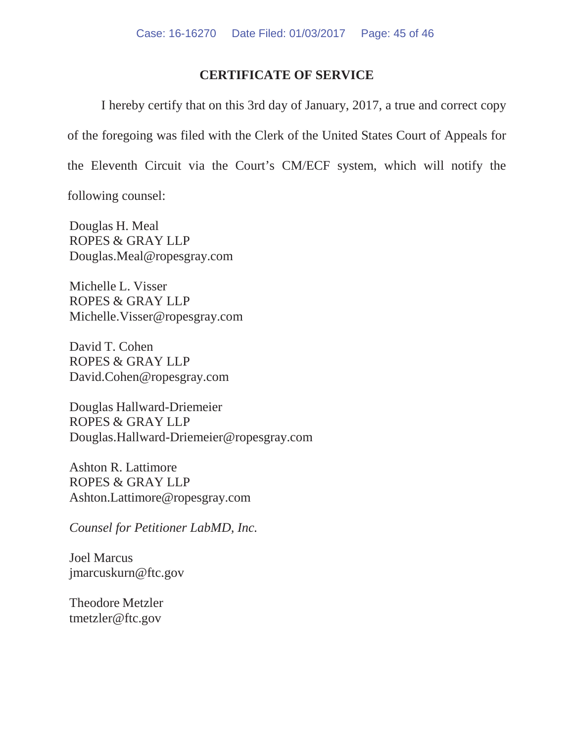## CERTIFICATE OF SERVICE

I hereby certify that on this 3rd day of January, 2017, a true and correct copy of the foregoing was filed with the Clerk of the United States Court of Appeals for the Eleventh Circuit via the Court's CM/ECF system, which will notify the following counsel:

Douglas H. Meal
ROPES & GRAY LLP
Douglas.Meal@ropesgray.com

Michelle L. Visser
ROPES & GRAY LLP
Michelle.Visser@ropesgray.com

David T. Cohen
ROPES & GRAY LLP
David.Cohen@ropesgray.com

Douglas Hallward-Driemeier
ROPES & GRAY LLP
Douglas.Hallward-Driemeier@ropesgray.com

Ashton R. Lattimore
ROPES & GRAY LLP
Ashton.Lattimore@ropesgray.com

*Counsel for Petitioner LabMD, Inc.*

Joel Marcus
jmarcuskurn@ftc.gov

Theodore Metzler
tmetzler@ftc.gov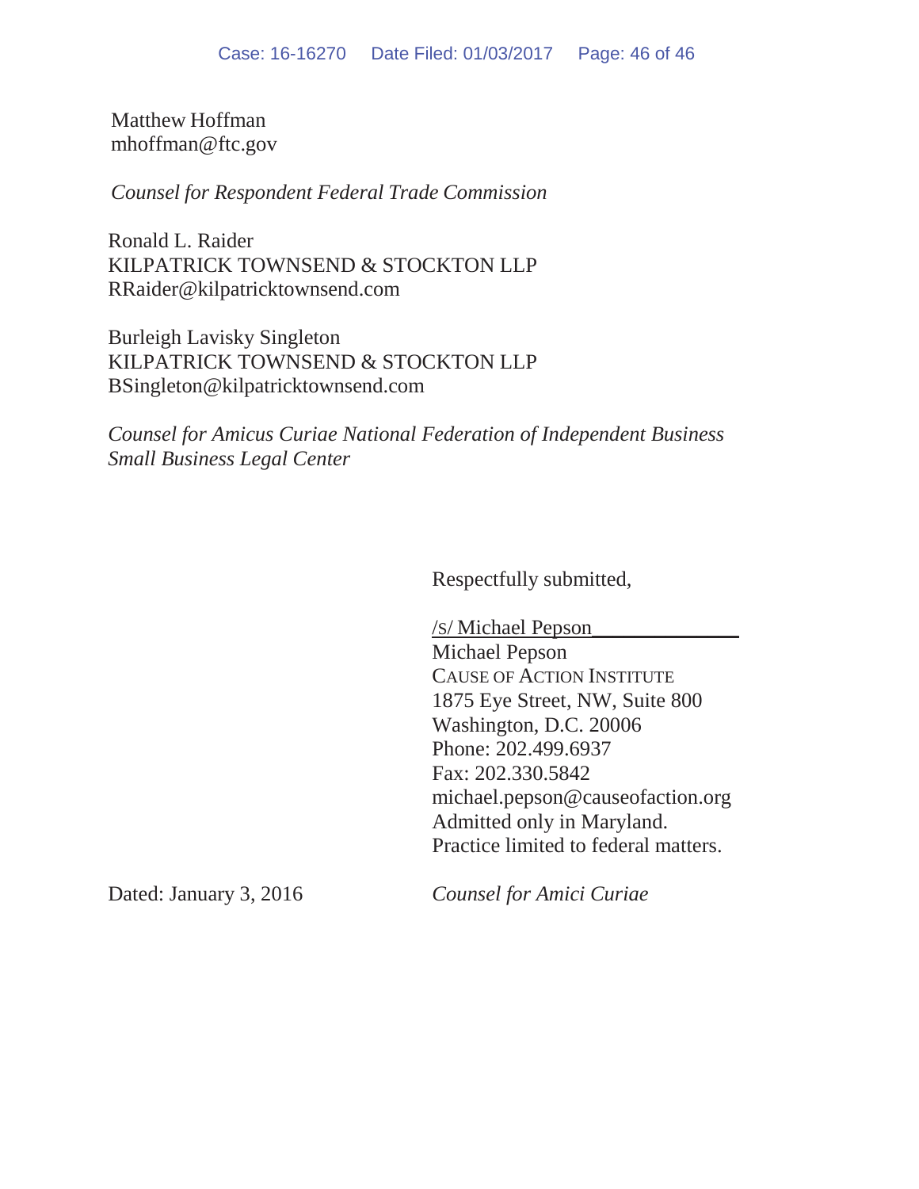Matthew Hoffman
mhoffman@ftc.gov

*Counsel for Respondent Federal Trade Commission*

Ronald L. Raider
KILPATRICK TOWNSEND & STOCKTON LLP
RRaider@kilpatricktownsend.com

Burleigh Lavisky Singleton
KILPATRICK TOWNSEND & STOCKTON LLP
BSingleton@kilpatricktownsend.com

*Counsel for Amicus Curiae National Federation of Independent Business Small Business Legal Center*

Respectfully submitted,

/s/ Michael Pepson______________
Michael Pepson
CAUSE OF ACTION INSTITUTE
1875 Eye Street, NW, Suite 800
Washington, D.C. 20006
Phone: 202.499.6937
Fax: 202.330.5842
michael.pepson@causeofaction.org
Admitted only in Maryland.
Practice limited to federal matters.

Dated: January 3, 2016

*Counsel for Amici Curiae*